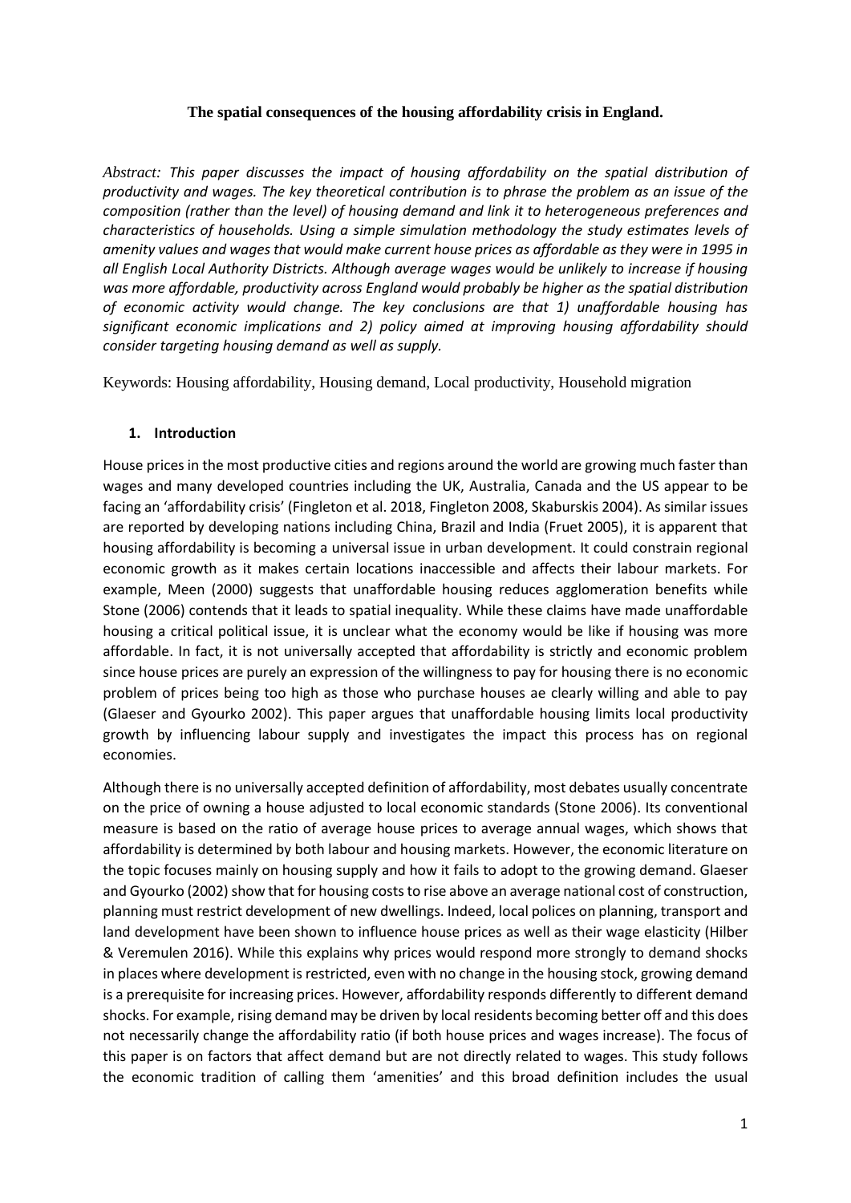**The spatial consequences of the housing affordability crisis in England.**

*Abstract: This paper discusses the impact of housing affordability on the spatial distribution of productivity and wages. The key theoretical contribution is to phrase the problem as an issue of the composition (rather than the level) of housing demand and link it to heterogeneous preferences and characteristics of households. Using a simple simulation methodology the study estimates levels of amenity values and wages that would make current house prices as affordable as they were in 1995 in all English Local Authority Districts. Although average wages would be unlikely to increase if housing was more affordable, productivity across England would probably be higher as the spatial distribution of economic activity would change. The key conclusions are that 1) unaffordable housing has significant economic implications and 2) policy aimed at improving housing affordability should consider targeting housing demand as well as supply.*

Keywords: Housing affordability, Housing demand, Local productivity, Household migration

## 1. Introduction

House prices in the most productive cities and regions around the world are growing much faster than wages and many developed countries including the UK, Australia, Canada and the US appear to be facing an 'affordability crisis' (Fingleton et al. 2018, Fingleton 2008, Skaburskis 2004). As similar issues are reported by developing nations including China, Brazil and India (Fruet 2005), it is apparent that housing affordability is becoming a universal issue in urban development. It could constrain regional economic growth as it makes certain locations inaccessible and affects their labour markets. For example, Meen (2000) suggests that unaffordable housing reduces agglomeration benefits while Stone (2006) contends that it leads to spatial inequality. While these claims have made unaffordable housing a critical political issue, it is unclear what the economy would be like if housing was more affordable. In fact, it is not universally accepted that affordability is strictly and economic problem since house prices are purely an expression of the willingness to pay for housing there is no economic problem of prices being too high as those who purchase houses ae clearly willing and able to pay (Glaeser and Gyourko 2002). This paper argues that unaffordable housing limits local productivity growth by influencing labour supply and investigates the impact this process has on regional economies.

Although there is no universally accepted definition of affordability, most debates usually concentrate on the price of owning a house adjusted to local economic standards (Stone 2006). Its conventional measure is based on the ratio of average house prices to average annual wages, which shows that affordability is determined by both labour and housing markets. However, the economic literature on the topic focuses mainly on housing supply and how it fails to adopt to the growing demand. Glaeser and Gyourko (2002) show that for housing costs to rise above an average national cost of construction, planning must restrict development of new dwellings. Indeed, local polices on planning, transport and land development have been shown to influence house prices as well as their wage elasticity (Hilber & Veremulen 2016). While this explains why prices would respond more strongly to demand shocks in places where development is restricted, even with no change in the housing stock, growing demand is a prerequisite for increasing prices. However, affordability responds differently to different demand shocks. For example, rising demand may be driven by local residents becoming better off and this does not necessarily change the affordability ratio (if both house prices and wages increase). The focus of this paper is on factors that affect demand but are not directly related to wages. This study follows the economic tradition of calling them 'amenities' and this broad definition includes the usual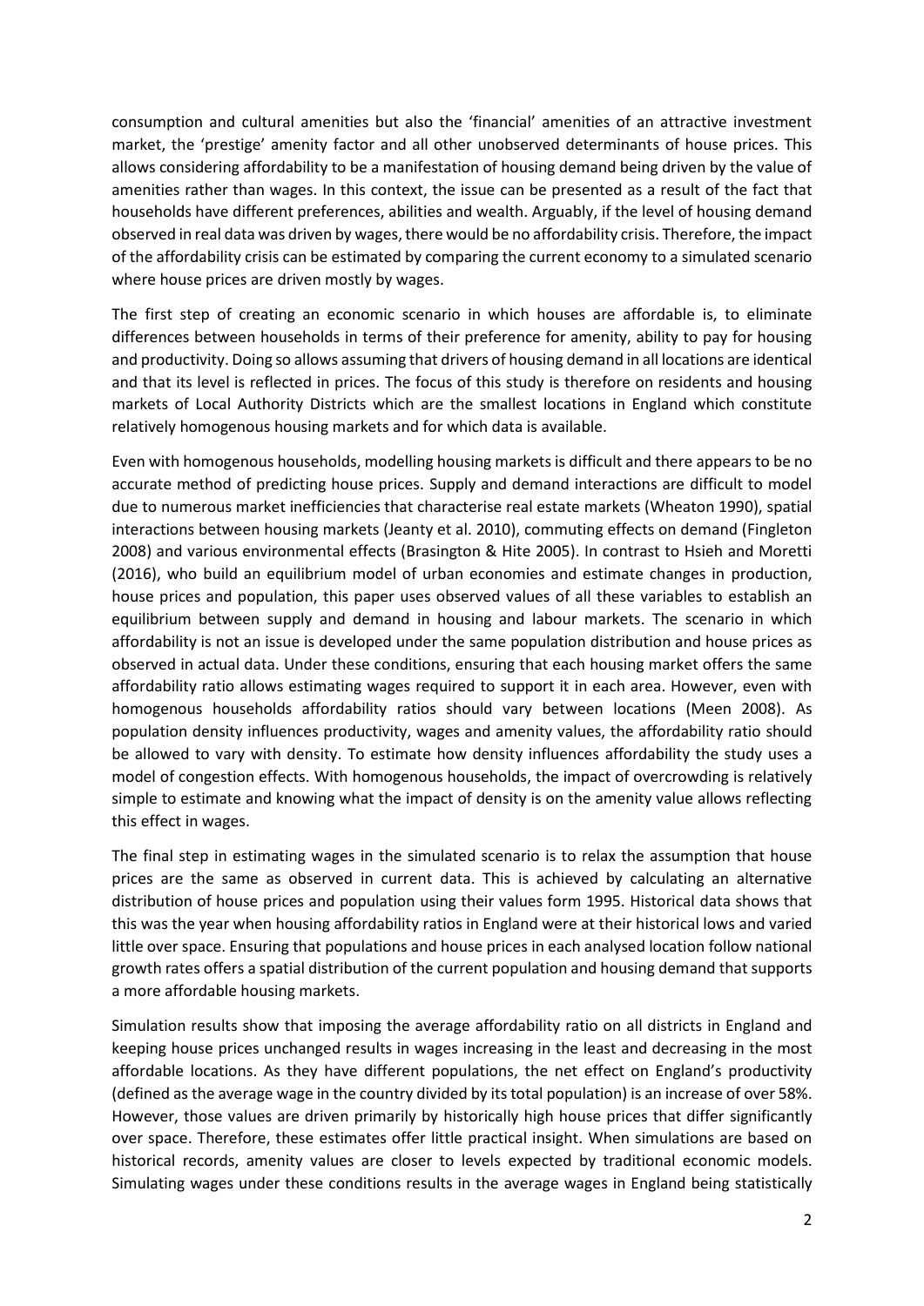consumption and cultural amenities but also the 'financial' amenities of an attractive investment market, the 'prestige' amenity factor and all other unobserved determinants of house prices. This allows considering affordability to be a manifestation of housing demand being driven by the value of amenities rather than wages. In this context, the issue can be presented as a result of the fact that households have different preferences, abilities and wealth. Arguably, if the level of housing demand observed in real data was driven by wages, there would be no affordability crisis. Therefore, the impact of the affordability crisis can be estimated by comparing the current economy to a simulated scenario where house prices are driven mostly by wages.

The first step of creating an economic scenario in which houses are affordable is, to eliminate differences between households in terms of their preference for amenity, ability to pay for housing and productivity. Doing so allows assuming that drivers of housing demand in all locations are identical and that its level is reflected in prices. The focus of this study is therefore on residents and housing markets of Local Authority Districts which are the smallest locations in England which constitute relatively homogenous housing markets and for which data is available.

Even with homogenous households, modelling housing markets is difficult and there appears to be no accurate method of predicting house prices. Supply and demand interactions are difficult to model due to numerous market inefficiencies that characterise real estate markets (Wheaton 1990), spatial interactions between housing markets (Jeanty et al. 2010), commuting effects on demand (Fingleton 2008) and various environmental effects (Brasington & Hite 2005). In contrast to Hsieh and Moretti (2016), who build an equilibrium model of urban economies and estimate changes in production, house prices and population, this paper uses observed values of all these variables to establish an equilibrium between supply and demand in housing and labour markets. The scenario in which affordability is not an issue is developed under the same population distribution and house prices as observed in actual data. Under these conditions, ensuring that each housing market offers the same affordability ratio allows estimating wages required to support it in each area. However, even with homogenous households affordability ratios should vary between locations (Meen 2008). As population density influences productivity, wages and amenity values, the affordability ratio should be allowed to vary with density. To estimate how density influences affordability the study uses a model of congestion effects. With homogenous households, the impact of overcrowding is relatively simple to estimate and knowing what the impact of density is on the amenity value allows reflecting this effect in wages.

The final step in estimating wages in the simulated scenario is to relax the assumption that house prices are the same as observed in current data. This is achieved by calculating an alternative distribution of house prices and population using their values form 1995. Historical data shows that this was the year when housing affordability ratios in England were at their historical lows and varied little over space. Ensuring that populations and house prices in each analysed location follow national growth rates offers a spatial distribution of the current population and housing demand that supports a more affordable housing markets.

Simulation results show that imposing the average affordability ratio on all districts in England and keeping house prices unchanged results in wages increasing in the least and decreasing in the most affordable locations. As they have different populations, the net effect on England's productivity (defined as the average wage in the country divided by its total population) is an increase of over 58%. However, those values are driven primarily by historically high house prices that differ significantly over space. Therefore, these estimates offer little practical insight. When simulations are based on historical records, amenity values are closer to levels expected by traditional economic models. Simulating wages under these conditions results in the average wages in England being statistically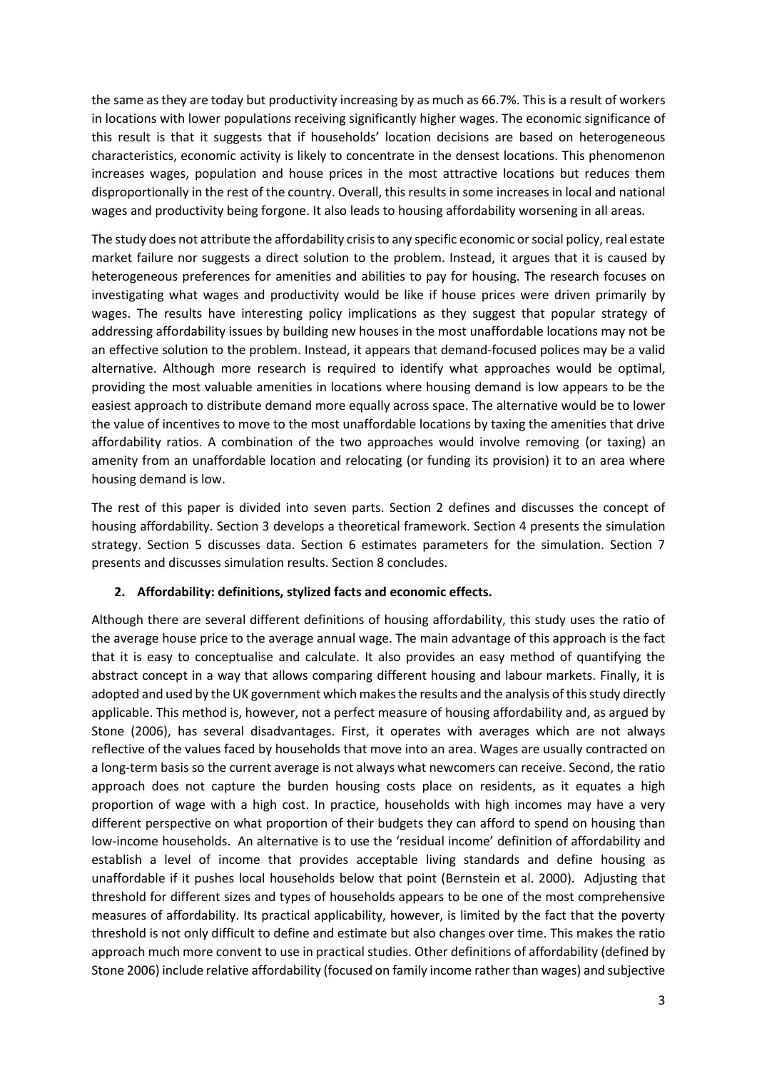the same as they are today but productivity increasing by as much as 66.7%. This is a result of workers in locations with lower populations receiving significantly higher wages. The economic significance of this result is that it suggests that if households' location decisions are based on heterogeneous characteristics, economic activity is likely to concentrate in the densest locations. This phenomenon increases wages, population and house prices in the most attractive locations but reduces them disproportionally in the rest of the country. Overall, this results in some increases in local and national wages and productivity being forgone. It also leads to housing affordability worsening in all areas.

The study does not attribute the affordability crisis to any specific economic or social policy, real estate market failure nor suggests a direct solution to the problem. Instead, it argues that it is caused by heterogeneous preferences for amenities and abilities to pay for housing. The research focuses on investigating what wages and productivity would be like if house prices were driven primarily by wages. The results have interesting policy implications as they suggest that popular strategy of addressing affordability issues by building new houses in the most unaffordable locations may not be an effective solution to the problem. Instead, it appears that demand-focused polices may be a valid alternative. Although more research is required to identify what approaches would be optimal, providing the most valuable amenities in locations where housing demand is low appears to be the easiest approach to distribute demand more equally across space. The alternative would be to lower the value of incentives to move to the most unaffordable locations by taxing the amenities that drive affordability ratios. A combination of the two approaches would involve removing (or taxing) an amenity from an unaffordable location and relocating (or funding its provision) it to an area where housing demand is low.

The rest of this paper is divided into seven parts. Section 2 defines and discusses the concept of housing affordability. Section 3 develops a theoretical framework. Section 4 presents the simulation strategy. Section 5 discusses data. Section 6 estimates parameters for the simulation. Section 7 presents and discusses simulation results. Section 8 concludes.

## 2. Affordability: definitions, stylized facts and economic effects.

Although there are several different definitions of housing affordability, this study uses the ratio of the average house price to the average annual wage. The main advantage of this approach is the fact that it is easy to conceptualise and calculate. It also provides an easy method of quantifying the abstract concept in a way that allows comparing different housing and labour markets. Finally, it is adopted and used by the UK government which makes the results and the analysis of this study directly applicable. This method is, however, not a perfect measure of housing affordability and, as argued by Stone (2006), has several disadvantages. First, it operates with averages which are not always reflective of the values faced by households that move into an area. Wages are usually contracted on a long-term basis so the current average is not always what newcomers can receive. Second, the ratio approach does not capture the burden housing costs place on residents, as it equates a high proportion of wage with a high cost. In practice, households with high incomes may have a very different perspective on what proportion of their budgets they can afford to spend on housing than low-income households. An alternative is to use the 'residual income' definition of affordability and establish a level of income that provides acceptable living standards and define housing as unaffordable if it pushes local households below that point (Bernstein et al. 2000). Adjusting that threshold for different sizes and types of households appears to be one of the most comprehensive measures of affordability. Its practical applicability, however, is limited by the fact that the poverty threshold is not only difficult to define and estimate but also changes over time. This makes the ratio approach much more convent to use in practical studies. Other definitions of affordability (defined by Stone 2006) include relative affordability (focused on family income rather than wages) and subjective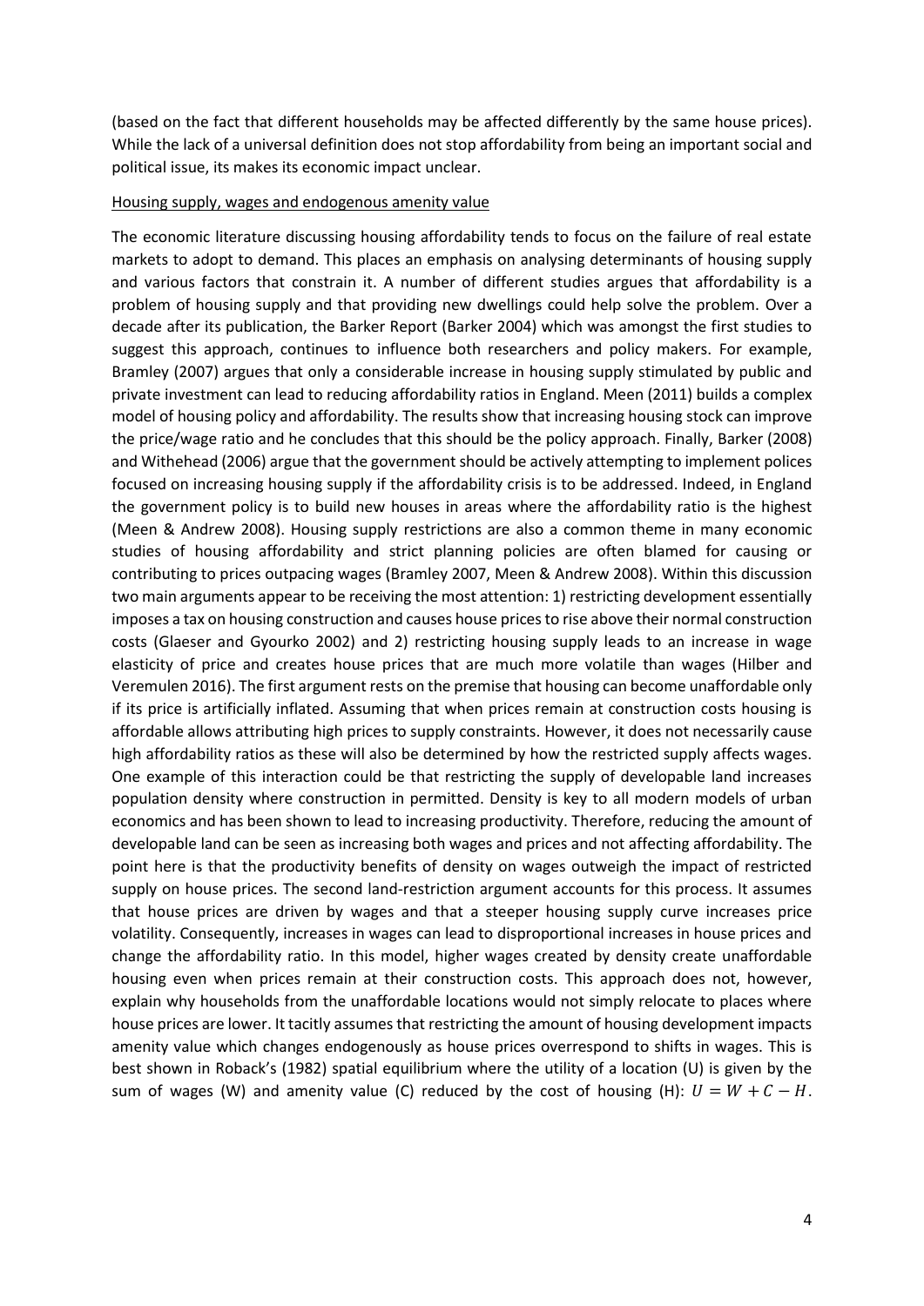(based on the fact that different households may be affected differently by the same house prices). While the lack of a universal definition does not stop affordability from being an important social and political issue, its makes its economic impact unclear.

Housing supply, wages and endogenous amenity value

The economic literature discussing housing affordability tends to focus on the failure of real estate markets to adopt to demand. This places an emphasis on analysing determinants of housing supply and various factors that constrain it. A number of different studies argues that affordability is a problem of housing supply and that providing new dwellings could help solve the problem. Over a decade after its publication, the Barker Report (Barker 2004) which was amongst the first studies to suggest this approach, continues to influence both researchers and policy makers. For example, Bramley (2007) argues that only a considerable increase in housing supply stimulated by public and private investment can lead to reducing affordability ratios in England. Meen (2011) builds a complex model of housing policy and affordability. The results show that increasing housing stock can improve the price/wage ratio and he concludes that this should be the policy approach. Finally, Barker (2008) and Withehead (2006) argue that the government should be actively attempting to implement polices focused on increasing housing supply if the affordability crisis is to be addressed. Indeed, in England the government policy is to build new houses in areas where the affordability ratio is the highest (Meen & Andrew 2008). Housing supply restrictions are also a common theme in many economic studies of housing affordability and strict planning policies are often blamed for causing or contributing to prices outpacing wages (Bramley 2007, Meen & Andrew 2008). Within this discussion two main arguments appear to be receiving the most attention: 1) restricting development essentially imposes a tax on housing construction and causes house prices to rise above their normal construction costs (Glaeser and Gyourko 2002) and 2) restricting housing supply leads to an increase in wage elasticity of price and creates house prices that are much more volatile than wages (Hilber and Veremulen 2016). The first argument rests on the premise that housing can become unaffordable only if its price is artificially inflated. Assuming that when prices remain at construction costs housing is affordable allows attributing high prices to supply constraints. However, it does not necessarily cause high affordability ratios as these will also be determined by how the restricted supply affects wages. One example of this interaction could be that restricting the supply of developable land increases population density where construction in permitted. Density is key to all modern models of urban economics and has been shown to lead to increasing productivity. Therefore, reducing the amount of developable land can be seen as increasing both wages and prices and not affecting affordability. The point here is that the productivity benefits of density on wages outweigh the impact of restricted supply on house prices. The second land-restriction argument accounts for this process. It assumes that house prices are driven by wages and that a steeper housing supply curve increases price volatility. Consequently, increases in wages can lead to disproportional increases in house prices and change the affordability ratio. In this model, higher wages created by density create unaffordable housing even when prices remain at their construction costs. This approach does not, however, explain why households from the unaffordable locations would not simply relocate to places where house prices are lower. It tacitly assumes that restricting the amount of housing development impacts amenity value which changes endogenously as house prices overrespond to shifts in wages. This is best shown in Roback's (1982) spatial equilibrium where the utility of a location (U) is given by the sum of wages (W) and amenity value (C) reduced by the cost of housing (H): $U = W + C - H$.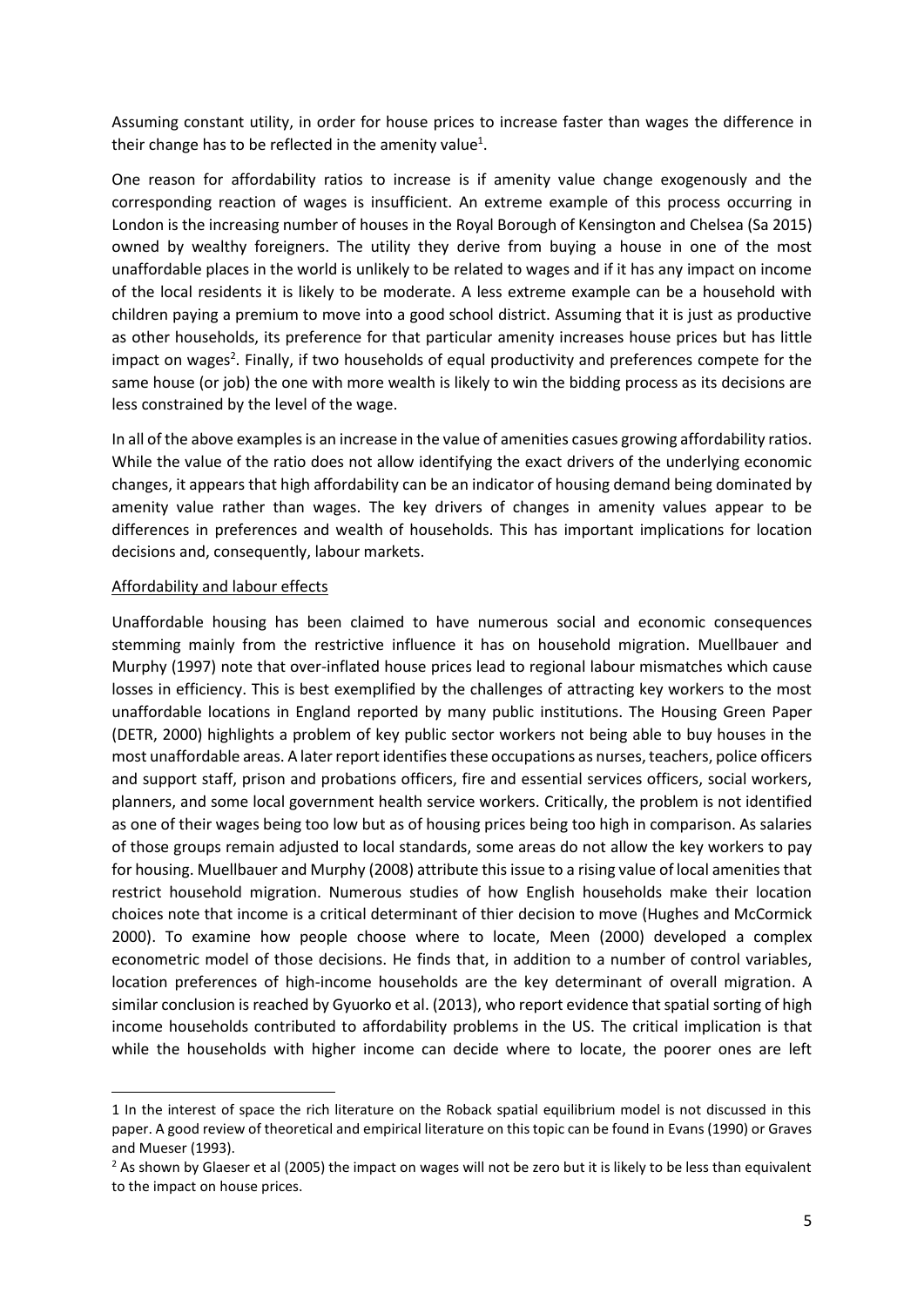Assuming constant utility, in order for house prices to increase faster than wages the difference in their change has to be reflected in the amenity value[1].

One reason for affordability ratios to increase is if amenity value change exogenously and the corresponding reaction of wages is insufficient. An extreme example of this process occurring in London is the increasing number of houses in the Royal Borough of Kensington and Chelsea (Sa 2015) owned by wealthy foreigners. The utility they derive from buying a house in one of the most unaffordable places in the world is unlikely to be related to wages and if it has any impact on income of the local residents it is likely to be moderate. A less extreme example can be a household with children paying a premium to move into a good school district. Assuming that it is just as productive as other households, its preference for that particular amenity increases house prices but has little impact on wages[2]. Finally, if two households of equal productivity and preferences compete for the same house (or job) the one with more wealth is likely to win the bidding process as its decisions are less constrained by the level of the wage.

In all of the above examples is an increase in the value of amenities casues growing affordability ratios. While the value of the ratio does not allow identifying the exact drivers of the underlying economic changes, it appears that high affordability can be an indicator of housing demand being dominated by amenity value rather than wages. The key drivers of changes in amenity values appear to be differences in preferences and wealth of households. This has important implications for location decisions and, consequently, labour markets.

Affordability and labour effects

Unaffordable housing has been claimed to have numerous social and economic consequences stemming mainly from the restrictive influence it has on household migration. Muellbauer and Murphy (1997) note that over-inflated house prices lead to regional labour mismatches which cause losses in efficiency. This is best exemplified by the challenges of attracting key workers to the most unaffordable locations in England reported by many public institutions. The Housing Green Paper (DETR, 2000) highlights a problem of key public sector workers not being able to buy houses in the most unaffordable areas. A later report identifies these occupations as nurses, teachers, police officers and support staff, prison and probations officers, fire and essential services officers, social workers, planners, and some local government health service workers. Critically, the problem is not identified as one of their wages being too low but as of housing prices being too high in comparison. As salaries of those groups remain adjusted to local standards, some areas do not allow the key workers to pay for housing. Muellbauer and Murphy (2008) attribute this issue to a rising value of local amenities that restrict household migration. Numerous studies of how English households make their location choices note that income is a critical determinant of thier decision to move (Hughes and McCormick 2000). To examine how people choose where to locate, Meen (2000) developed a complex econometric model of those decisions. He finds that, in addition to a number of control variables, location preferences of high-income households are the key determinant of overall migration. A similar conclusion is reached by Gyuorko et al. (2013), who report evidence that spatial sorting of high income households contributed to affordability problems in the US. The critical implication is that while the households with higher income can decide where to locate, the poorer ones are left

---

[1] In the interest of space the rich literature on the Roback spatial equilibrium model is not discussed in this paper. A good review of theoretical and empirical literature on this topic can be found in Evans (1990) or Graves and Mueser (1993).

[2] As shown by Glaeser et al (2005) the impact on wages will not be zero but it is likely to be less than equivalent to the impact on house prices.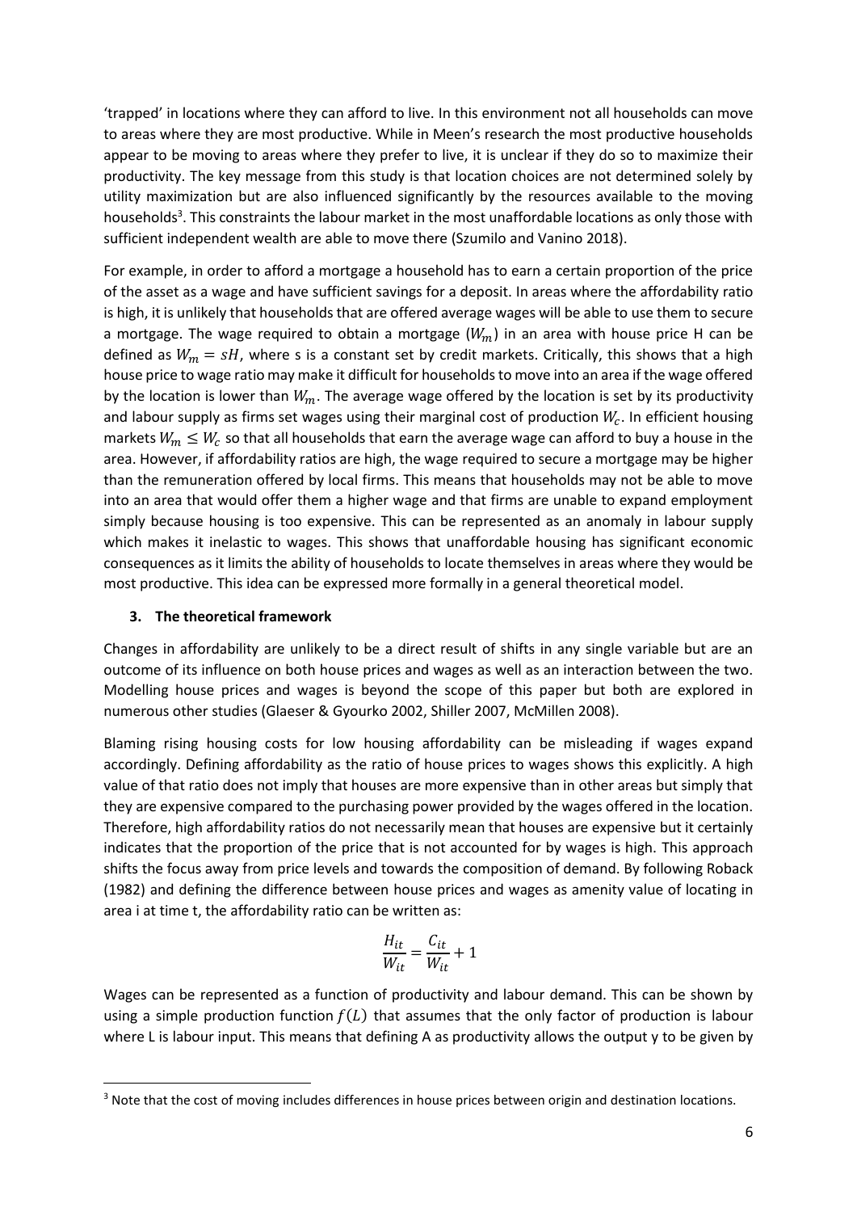'trapped' in locations where they can afford to live. In this environment not all households can move to areas where they are most productive. While in Meen's research the most productive households appear to be moving to areas where they prefer to live, it is unclear if they do so to maximize their productivity. The key message from this study is that location choices are not determined solely by utility maximization but are also influenced significantly by the resources available to the moving households[3]. This constraints the labour market in the most unaffordable locations as only those with sufficient independent wealth are able to move there (Szumilo and Vanino 2018).

For example, in order to afford a mortgage a household has to earn a certain proportion of the price of the asset as a wage and have sufficient savings for a deposit. In areas where the affordability ratio is high, it is unlikely that households that are offered average wages will be able to use them to secure a mortgage. The wage required to obtain a mortgage ($W_m$) in an area with house price H can be defined as $W_m = sH$, where s is a constant set by credit markets. Critically, this shows that a high house price to wage ratio may make it difficult for households to move into an area if the wage offered by the location is lower than $W_m$. The average wage offered by the location is set by its productivity and labour supply as firms set wages using their marginal cost of production $W_c$. In efficient housing markets $W_m \leq W_c$ so that all households that earn the average wage can afford to buy a house in the area. However, if affordability ratios are high, the wage required to secure a mortgage may be higher than the remuneration offered by local firms. This means that households may not be able to move into an area that would offer them a higher wage and that firms are unable to expand employment simply because housing is too expensive. This can be represented as an anomaly in labour supply which makes it inelastic to wages. This shows that unaffordable housing has significant economic consequences as it limits the ability of households to locate themselves in areas where they would be most productive. This idea can be expressed more formally in a general theoretical model.

## 3. The theoretical framework

Changes in affordability are unlikely to be a direct result of shifts in any single variable but are an outcome of its influence on both house prices and wages as well as an interaction between the two. Modelling house prices and wages is beyond the scope of this paper but both are explored in numerous other studies (Glaeser & Gyourko 2002, Shiller 2007, McMillen 2008).

Blaming rising housing costs for low housing affordability can be misleading if wages expand accordingly. Defining affordability as the ratio of house prices to wages shows this explicitly. A high value of that ratio does not imply that houses are more expensive than in other areas but simply that they are expensive compared to the purchasing power provided by the wages offered in the location. Therefore, high affordability ratios do not necessarily mean that houses are expensive but it certainly indicates that the proportion of the price that is not accounted for by wages is high. This approach shifts the focus away from price levels and towards the composition of demand. By following Roback (1982) and defining the difference between house prices and wages as amenity value of locating in area i at time t, the affordability ratio can be written as:

$$\frac{H_{it}}{W_{it}} = \frac{C_{it}}{W_{it}} + 1$$

Wages can be represented as a function of productivity and labour demand. This can be shown by using a simple production function $f(L)$ that assumes that the only factor of production is labour where L is labour input. This means that defining A as productivity allows the output y to be given by

[3] Note that the cost of moving includes differences in house prices between origin and destination locations.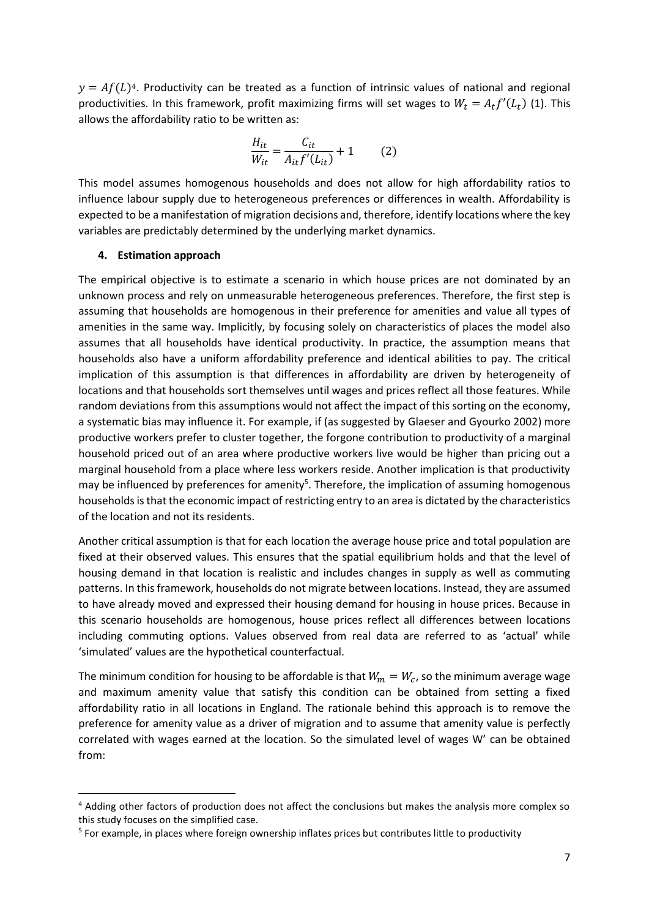$y = Af(L)$[4]. Productivity can be treated as a function of intrinsic values of national and regional productivities. In this framework, profit maximizing firms will set wages to $W_t = A_t f'(L_t)$ (1). This allows the affordability ratio to be written as:

$$\frac{H_{it}}{W_{it}} = \frac{C_{it}}{A_{it} f'(L_{it})} + 1 \qquad (2)$$

This model assumes homogenous households and does not allow for high affordability ratios to influence labour supply due to heterogeneous preferences or differences in wealth. Affordability is expected to be a manifestation of migration decisions and, therefore, identify locations where the key variables are predictably determined by the underlying market dynamics.

## 4. Estimation approach

The empirical objective is to estimate a scenario in which house prices are not dominated by an unknown process and rely on unmeasurable heterogeneous preferences. Therefore, the first step is assuming that households are homogenous in their preference for amenities and value all types of amenities in the same way. Implicitly, by focusing solely on characteristics of places the model also assumes that all households have identical productivity. In practice, the assumption means that households also have a uniform affordability preference and identical abilities to pay. The critical implication of this assumption is that differences in affordability are driven by heterogeneity of locations and that households sort themselves until wages and prices reflect all those features. While random deviations from this assumptions would not affect the impact of this sorting on the economy, a systematic bias may influence it. For example, if (as suggested by Glaeser and Gyourko 2002) more productive workers prefer to cluster together, the forgone contribution to productivity of a marginal household priced out of an area where productive workers live would be higher than pricing out a marginal household from a place where less workers reside. Another implication is that productivity may be influenced by preferences for amenity[5]. Therefore, the implication of assuming homogenous households is that the economic impact of restricting entry to an area is dictated by the characteristics of the location and not its residents.

Another critical assumption is that for each location the average house price and total population are fixed at their observed values. This ensures that the spatial equilibrium holds and that the level of housing demand in that location is realistic and includes changes in supply as well as commuting patterns. In this framework, households do not migrate between locations. Instead, they are assumed to have already moved and expressed their housing demand for housing in house prices. Because in this scenario households are homogenous, house prices reflect all differences between locations including commuting options. Values observed from real data are referred to as 'actual' while 'simulated' values are the hypothetical counterfactual.

The minimum condition for housing to be affordable is that $W_m = W_c$, so the minimum average wage and maximum amenity value that satisfy this condition can be obtained from setting a fixed affordability ratio in all locations in England. The rationale behind this approach is to remove the preference for amenity value as a driver of migration and to assume that amenity value is perfectly correlated with wages earned at the location. So the simulated level of wages W' can be obtained from:

---

[4] Adding other factors of production does not affect the conclusions but makes the analysis more complex so this study focuses on the simplified case.

[5] For example, in places where foreign ownership inflates prices but contributes little to productivity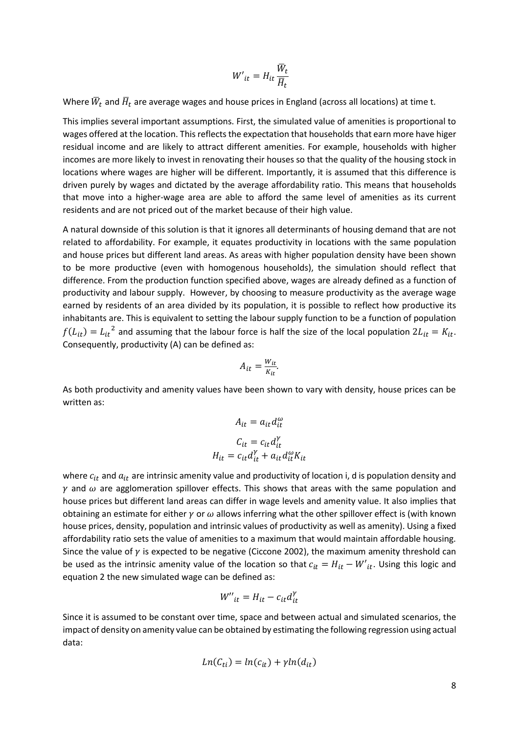$$W'_{it} = H_{it} \frac{\overline{W}_t}{\overline{H}_t}$$

Where $\overline{W}_t$ and $\overline{H}_t$ are average wages and house prices in England (across all locations) at time t.

This implies several important assumptions. First, the simulated value of amenities is proportional to wages offered at the location. This reflects the expectation that households that earn more have higer residual income and are likely to attract different amenities. For example, households with higher incomes are more likely to invest in renovating their houses so that the quality of the housing stock in locations where wages are higher will be different. Importantly, it is assumed that this difference is driven purely by wages and dictated by the average affordability ratio. This means that households that move into a higher-wage area are able to afford the same level of amenities as its current residents and are not priced out of the market because of their high value.

A natural downside of this solution is that it ignores all determinants of housing demand that are not related to affordability. For example, it equates productivity in locations with the same population and house prices but different land areas. As areas with higher population density have been shown to be more productive (even with homogenous households), the simulation should reflect that difference. From the production function specified above, wages are already defined as a function of productivity and labour supply. However, by choosing to measure productivity as the average wage earned by residents of an area divided by its population, it is possible to reflect how productive its inhabitants are. This is equivalent to setting the labour supply function to be a function of population $f(L_{it}) = {L_{it}}^2$ and assuming that the labour force is half the size of the local population $2L_{it} = K_{it}$. Consequently, productivity (A) can be defined as:

$$A_{it} = \frac{W_{it}}{K_{it}}.$$

As both productivity and amenity values have been shown to vary with density, house prices can be written as:

$$A_{it} = a_{it} d_{it}^{\omega}$$

$$C_{it} = c_{it} d_{it}^{\gamma}$$

$$H_{it} = c_{it} d_{it}^{\gamma} + a_{it} d_{it}^{\omega} K_{it}$$

where $c_{it}$ and $a_{it}$ are intrinsic amenity value and productivity of location i, d is population density and $\gamma$ and $\omega$ are agglomeration spillover effects. This shows that areas with the same population and house prices but different land areas can differ in wage levels and amenity value. It also implies that obtaining an estimate for either $\gamma$ or $\omega$ allows inferring what the other spillover effect is (with known house prices, density, population and intrinsic values of productivity as well as amenity). Using a fixed affordability ratio sets the value of amenities to a maximum that would maintain affordable housing. Since the value of $\gamma$ is expected to be negative (Ciccone 2002), the maximum amenity threshold can be used as the intrinsic amenity value of the location so that $c_{it} = H_{it} - W'_{it}$. Using this logic and equation 2 the new simulated wage can be defined as:

$$W''_{it} = H_{it} - c_{it} d_{it}^{\gamma}$$

Since it is assumed to be constant over time, space and between actual and simulated scenarios, the impact of density on amenity value can be obtained by estimating the following regression using actual data:

$$Ln(C_{ti}) = ln(c_{it}) + \gamma ln(d_{it})$$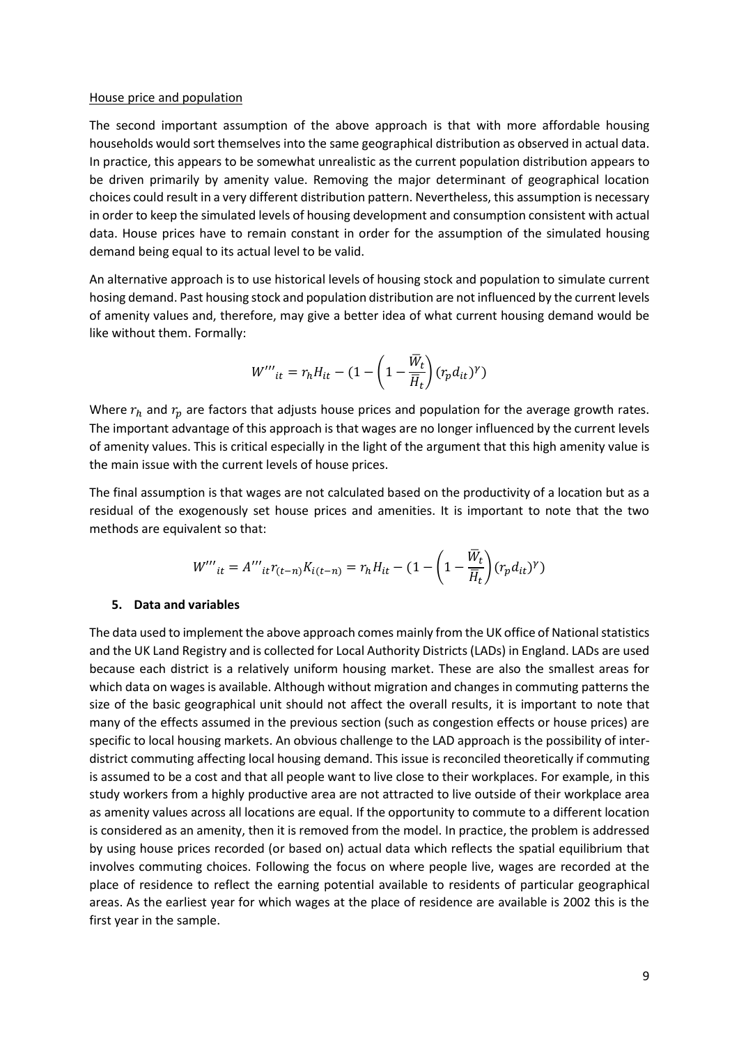House price and population

The second important assumption of the above approach is that with more affordable housing households would sort themselves into the same geographical distribution as observed in actual data. In practice, this appears to be somewhat unrealistic as the current population distribution appears to be driven primarily by amenity value. Removing the major determinant of geographical location choices could result in a very different distribution pattern. Nevertheless, this assumption is necessary in order to keep the simulated levels of housing development and consumption consistent with actual data. House prices have to remain constant in order for the assumption of the simulated housing demand being equal to its actual level to be valid.

An alternative approach is to use historical levels of housing stock and population to simulate current hosing demand. Past housing stock and population distribution are not influenced by the current levels of amenity values and, therefore, may give a better idea of what current housing demand would be like without them. Formally:

$$W'''_{it} = r_h H_{it} - (1 - \left(1 - \frac{\overline{W}_t}{\overline{H}_t}\right)(r_p d_{it})^{\gamma})$$

Where $r_h$ and $r_p$ are factors that adjusts house prices and population for the average growth rates. The important advantage of this approach is that wages are no longer influenced by the current levels of amenity values. This is critical especially in the light of the argument that this high amenity value is the main issue with the current levels of house prices.

The final assumption is that wages are not calculated based on the productivity of a location but as a residual of the exogenously set house prices and amenities. It is important to note that the two methods are equivalent so that:

$$W'''_{it} = A'''_{it} r_{(t-n)} K_{i(t-n)} = r_h H_{it} - (1 - \left(1 - \frac{\overline{W}_t}{\overline{H}_t}\right)(r_p d_{it})^{\gamma})$$

## 5. Data and variables

The data used to implement the above approach comes mainly from the UK office of National statistics and the UK Land Registry and is collected for Local Authority Districts (LADs) in England. LADs are used because each district is a relatively uniform housing market. These are also the smallest areas for which data on wages is available. Although without migration and changes in commuting patterns the size of the basic geographical unit should not affect the overall results, it is important to note that many of the effects assumed in the previous section (such as congestion effects or house prices) are specific to local housing markets. An obvious challenge to the LAD approach is the possibility of inter-district commuting affecting local housing demand. This issue is reconciled theoretically if commuting is assumed to be a cost and that all people want to live close to their workplaces. For example, in this study workers from a highly productive area are not attracted to live outside of their workplace area as amenity values across all locations are equal. If the opportunity to commute to a different location is considered as an amenity, then it is removed from the model. In practice, the problem is addressed by using house prices recorded (or based on) actual data which reflects the spatial equilibrium that involves commuting choices. Following the focus on where people live, wages are recorded at the place of residence to reflect the earning potential available to residents of particular geographical areas. As the earliest year for which wages at the place of residence are available is 2002 this is the first year in the sample.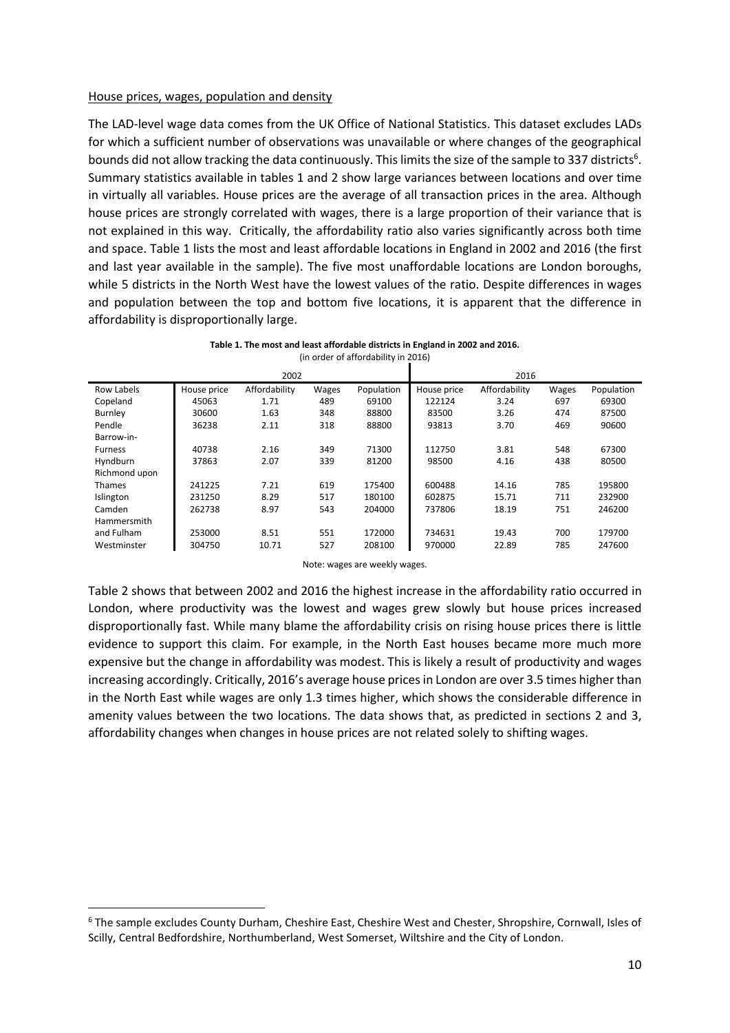House prices, wages, population and density

The LAD-level wage data comes from the UK Office of National Statistics. This dataset excludes LADs for which a sufficient number of observations was unavailable or where changes of the geographical bounds did not allow tracking the data continuously. This limits the size of the sample to 337 districts[6]. Summary statistics available in tables 1 and 2 show large variances between locations and over time in virtually all variables. House prices are the average of all transaction prices in the area. Although house prices are strongly correlated with wages, there is a large proportion of their variance that is not explained in this way. Critically, the affordability ratio also varies significantly across both time and space. Table 1 lists the most and least affordable locations in England in 2002 and 2016 (the first and last year available in the sample). The five most unaffordable locations are London boroughs, while 5 districts in the North West have the lowest values of the ratio. Despite differences in wages and population between the top and bottom five locations, it is apparent that the difference in affordability is disproportionally large.

**Table 1. The most and least affordable districts in England in 2002 and 2016.**
(in order of affordability in 2016)

| | 2002 | | | | 2016 | | | |
|---|---|---|---|---|---|---|---|---|
| Row Labels | House price | Affordability | Wages | Population | House price | Affordability | Wages | Population |
| Copeland | 45063 | 1.71 | 489 | 69100 | 122124 | 3.24 | 697 | 69300 |
| Burnley | 30600 | 1.63 | 348 | 88800 | 83500 | 3.26 | 474 | 87500 |
| Pendle | 36238 | 2.11 | 318 | 88800 | 93813 | 3.70 | 469 | 90600 |
| Barrow-in-Furness | 40738 | 2.16 | 349 | 71300 | 112750 | 3.81 | 548 | 67300 |
| Hyndburn | 37863 | 2.07 | 339 | 81200 | 98500 | 4.16 | 438 | 80500 |
| Richmond upon Thames | 241225 | 7.21 | 619 | 175400 | 600488 | 14.16 | 785 | 195800 |
| Islington | 231250 | 8.29 | 517 | 180100 | 602875 | 15.71 | 711 | 232900 |
| Camden | 262738 | 8.97 | 543 | 204000 | 737806 | 18.19 | 751 | 246200 |
| Hammersmith and Fulham | 253000 | 8.51 | 551 | 172000 | 734631 | 19.43 | 700 | 179700 |
| Westminster | 304750 | 10.71 | 527 | 208100 | 970000 | 22.89 | 785 | 247600 |

Note: wages are weekly wages.

Table 2 shows that between 2002 and 2016 the highest increase in the affordability ratio occurred in London, where productivity was the lowest and wages grew slowly but house prices increased disproportionally fast. While many blame the affordability crisis on rising house prices there is little evidence to support this claim. For example, in the North East houses became more much more expensive but the change in affordability was modest. This is likely a result of productivity and wages increasing accordingly. Critically, 2016's average house prices in London are over 3.5 times higher than in the North East while wages are only 1.3 times higher, which shows the considerable difference in amenity values between the two locations. The data shows that, as predicted in sections 2 and 3, affordability changes when changes in house prices are not related solely to shifting wages.

[6] The sample excludes County Durham, Cheshire East, Cheshire West and Chester, Shropshire, Cornwall, Isles of Scilly, Central Bedfordshire, Northumberland, West Somerset, Wiltshire and the City of London.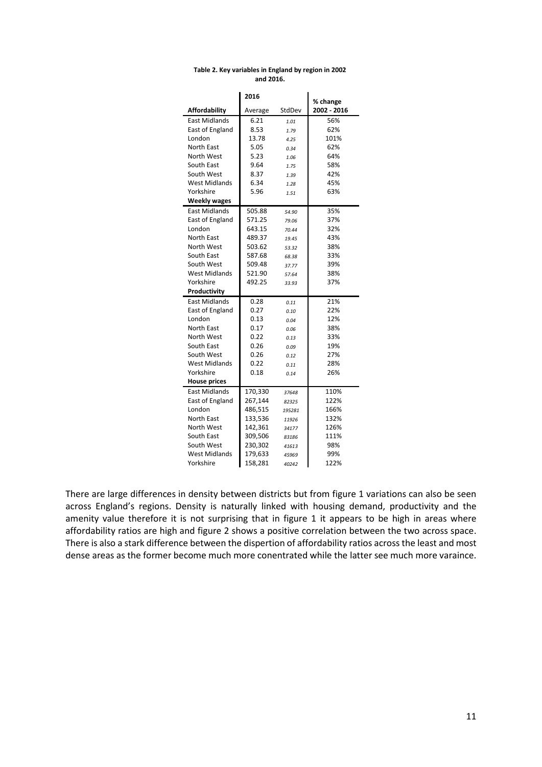**Table 2. Key variables in England by region in 2002 and 2016.**

| | 2016 | | % change |
|---|---|---|---|
| **Affordability** | Average | StdDev | 2002 - 2016 |
| East Midlands | 6.21 | *1.01* | 56% |
| East of England | 8.53 | *1.79* | 62% |
| London | 13.78 | *4.25* | 101% |
| North East | 5.05 | *0.34* | 62% |
| North West | 5.23 | *1.06* | 64% |
| South East | 9.64 | *1.75* | 58% |
| South West | 8.37 | *1.39* | 42% |
| West Midlands | 6.34 | *1.28* | 45% |
| Yorkshire | 5.96 | *1.51* | 63% |
| **Weekly wages** | | | |
| East Midlands | 505.88 | *54.90* | 35% |
| East of England | 571.25 | *79.06* | 37% |
| London | 643.15 | *70.44* | 32% |
| North East | 489.37 | *19.45* | 43% |
| North West | 503.62 | *53.32* | 38% |
| South East | 587.68 | *68.38* | 33% |
| South West | 509.48 | *37.77* | 39% |
| West Midlands | 521.90 | *57.64* | 38% |
| Yorkshire | 492.25 | *33.93* | 37% |
| **Productivity** | | | |
| East Midlands | 0.28 | *0.11* | 21% |
| East of England | 0.27 | *0.10* | 22% |
| London | 0.13 | *0.04* | 12% |
| North East | 0.17 | *0.06* | 38% |
| North West | 0.22 | *0.13* | 33% |
| South East | 0.26 | *0.09* | 19% |
| South West | 0.26 | *0.12* | 27% |
| West Midlands | 0.22 | *0.11* | 28% |
| Yorkshire | 0.18 | *0.14* | 26% |
| **House prices** | | | |
| East Midlands | 170,330 | *37648* | 110% |
| East of England | 267,144 | *82325* | 122% |
| London | 486,515 | *195281* | 166% |
| North East | 133,536 | *11926* | 132% |
| North West | 142,361 | *34177* | 126% |
| South East | 309,506 | *83186* | 111% |
| South West | 230,302 | *41613* | 98% |
| West Midlands | 179,633 | *45969* | 99% |
| Yorkshire | 158,281 | *40242* | 122% |

There are large differences in density between districts but from figure 1 variations can also be seen across England's regions. Density is naturally linked with housing demand, productivity and the amenity value therefore it is not surprising that in figure 1 it appears to be high in areas where affordability ratios are high and figure 2 shows a positive correlation between the two across space. There is also a stark difference between the dispertion of affordability ratios across the least and most dense areas as the former become much more conentrated while the latter see much more varaince.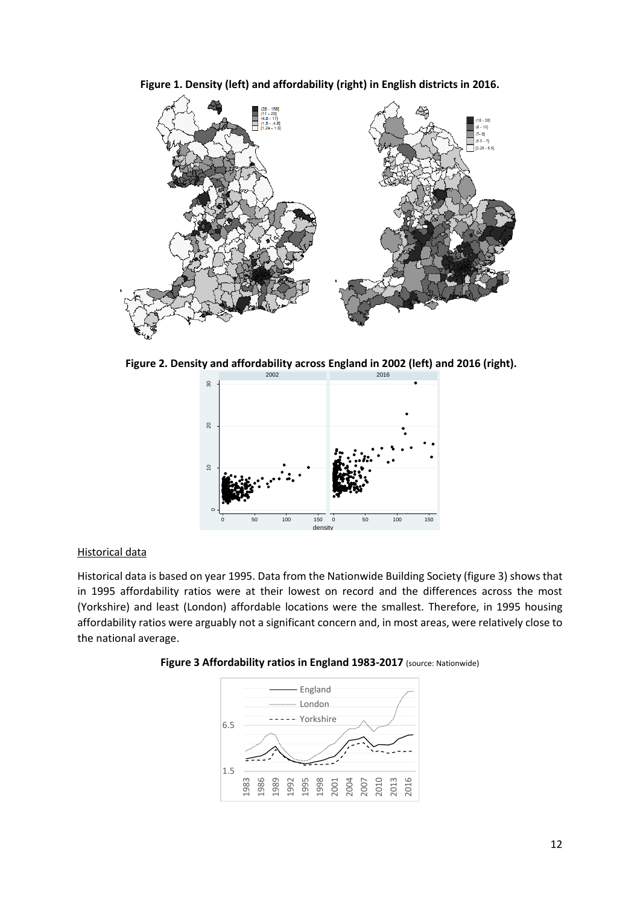**Figure 1. Density (left) and affordability (right) in English districts in 2016.**

**Figure 2. Density and affordability across England in 2002 (left) and 2016 (right).**

Historical data

Historical data is based on year 1995. Data from the Nationwide Building Society (figure 3) shows that in 1995 affordability ratios were at their lowest on record and the differences across the most (Yorkshire) and least (London) affordable locations were the smallest. Therefore, in 1995 housing affordability ratios were arguably not a significant concern and, in most areas, were relatively close to the national average.

**Figure 3 Affordability ratios in England 1983-2017** (source: Nationwide)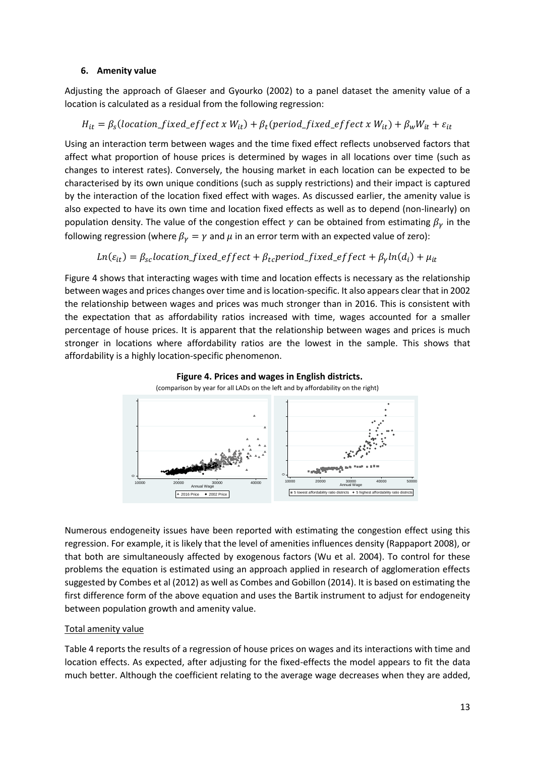### 6. Amenity value

Adjusting the approach of Glaeser and Gyourko (2002) to a panel dataset the amenity value of a location is calculated as a residual from the following regression:

$$H_{it} = \beta_s(location\_fixed\_effect \ x \ W_{it}) + \beta_t(period\_fixed\_effect \ x \ W_{it}) + \beta_w W_{it} + \varepsilon_{it}$$

Using an interaction term between wages and the time fixed effect reflects unobserved factors that affect what proportion of house prices is determined by wages in all locations over time (such as changes to interest rates). Conversely, the housing market in each location can be expected to be characterised by its own unique conditions (such as supply restrictions) and their impact is captured by the interaction of the location fixed effect with wages. As discussed earlier, the amenity value is also expected to have its own time and location fixed effects as well as to depend (non-linearly) on population density. The value of the congestion effect $\gamma$ can be obtained from estimating $\beta_\gamma$ in the following regression (where $\beta_\gamma = \gamma$ and $\mu$ in an error term with an expected value of zero):

$$Ln(\varepsilon_{it}) = \beta_{sc} location\_fixed\_effect + \beta_{tc} period\_fixed\_effect + \beta_\gamma ln(d_i) + \mu_{it}$$

Figure 4 shows that interacting wages with time and location effects is necessary as the relationship between wages and prices changes over time and is location-specific. It also appears clear that in 2002 the relationship between wages and prices was much stronger than in 2016. This is consistent with the expectation that as affordability ratios increased with time, wages accounted for a smaller percentage of house prices. It is apparent that the relationship between wages and prices is much stronger in locations where affordability ratios are the lowest in the sample. This shows that affordability is a highly location-specific phenomenon.

**Figure 4. Prices and wages in English districts.**

(comparison by year for all LADs on the left and by affordability on the right)

Numerous endogeneity issues have been reported with estimating the congestion effect using this regression. For example, it is likely that the level of amenities influences density (Rappaport 2008), or that both are simultaneously affected by exogenous factors (Wu et al. 2004). To control for these problems the equation is estimated using an approach applied in research of agglomeration effects suggested by Combes et al (2012) as well as Combes and Gobillon (2014). It is based on estimating the first difference form of the above equation and uses the Bartik instrument to adjust for endogeneity between population growth and amenity value.

Total amenity value

Table 4 reports the results of a regression of house prices on wages and its interactions with time and location effects. As expected, after adjusting for the fixed-effects the model appears to fit the data much better. Although the coefficient relating to the average wage decreases when they are added,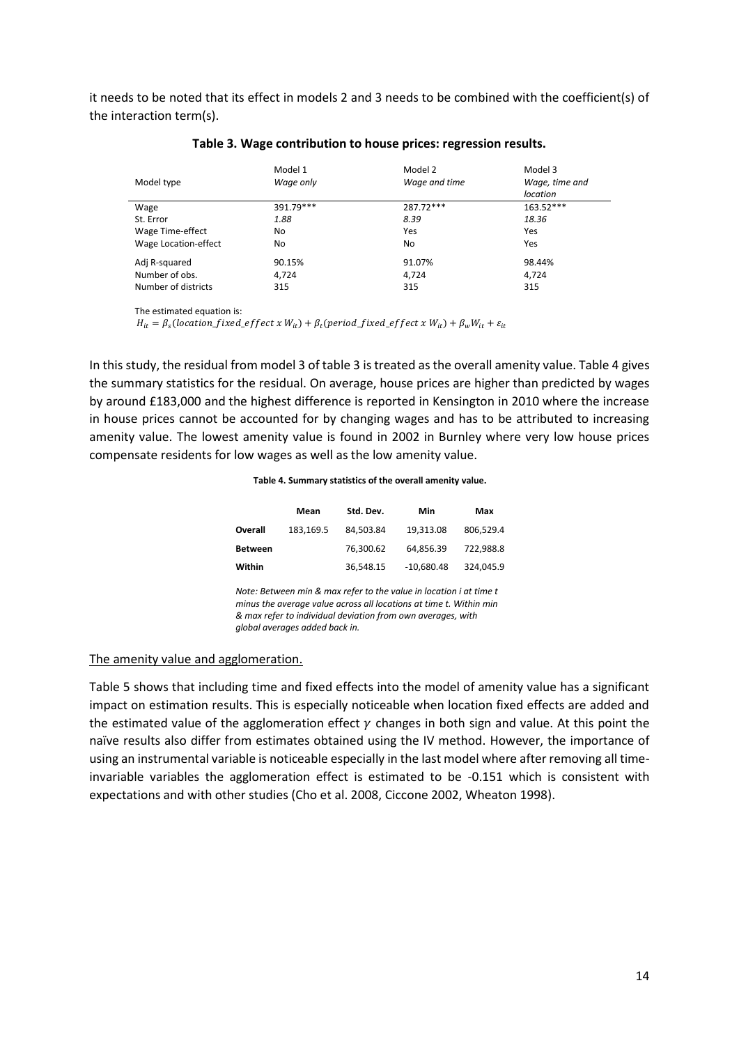it needs to be noted that its effect in models 2 and 3 needs to be combined with the coefficient(s) of the interaction term(s).

**Table 3. Wage contribution to house prices: regression results.**

| Model type | Model 1 *Wage only* | Model 2 *Wage and time* | Model 3 *Wage, time and location* |
|---|---|---|---|
| Wage | 391.79*** | 287.72*** | 163.52*** |
| St. Error | *1.88* | *8.39* | *18.36* |
| Wage Time-effect | No | Yes | Yes |
| Wage Location-effect | No | No | Yes |
| Adj R-squared | 90.15% | 91.07% | 98.44% |
| Number of obs. | 4,724 | 4,724 | 4,724 |
| Number of districts | 315 | 315 | 315 |

The estimated equation is:

$$H_{it} = \beta_s(location\_fixed\_effect\ x\ W_{it}) + \beta_t(period\_fixed\_effect\ x\ W_{it}) + \beta_w W_{it} + \varepsilon_{it}$$

In this study, the residual from model 3 of table 3 is treated as the overall amenity value. Table 4 gives the summary statistics for the residual. On average, house prices are higher than predicted by wages by around £183,000 and the highest difference is reported in Kensington in 2010 where the increase in house prices cannot be accounted for by changing wages and has to be attributed to increasing amenity value. The lowest amenity value is found in 2002 in Burnley where very low house prices compensate residents for low wages as well as the low amenity value.

**Table 4. Summary statistics of the overall amenity value.**

| | Mean | Std. Dev. | Min | Max |
|---|---|---|---|---|
| **Overall** | 183,169.5 | 84,503.84 | 19,313.08 | 806,529.4 |
| **Between** | | 76,300.62 | 64,856.39 | 722,988.8 |
| **Within** | | 36,548.15 | -10,680.48 | 324,045.9 |

*Note: Between min & max refer to the value in location i at time t minus the average value across all locations at time t. Within min & max refer to individual deviation from own averages, with global averages added back in.*

## The amenity value and agglomeration.

Table 5 shows that including time and fixed effects into the model of amenity value has a significant impact on estimation results. This is especially noticeable when location fixed effects are added and the estimated value of the agglomeration effect $\gamma$ changes in both sign and value. At this point the naïve results also differ from estimates obtained using the IV method. However, the importance of using an instrumental variable is noticeable especially in the last model where after removing all time-invariable variables the agglomeration effect is estimated to be -0.151 which is consistent with expectations and with other studies (Cho et al. 2008, Ciccone 2002, Wheaton 1998).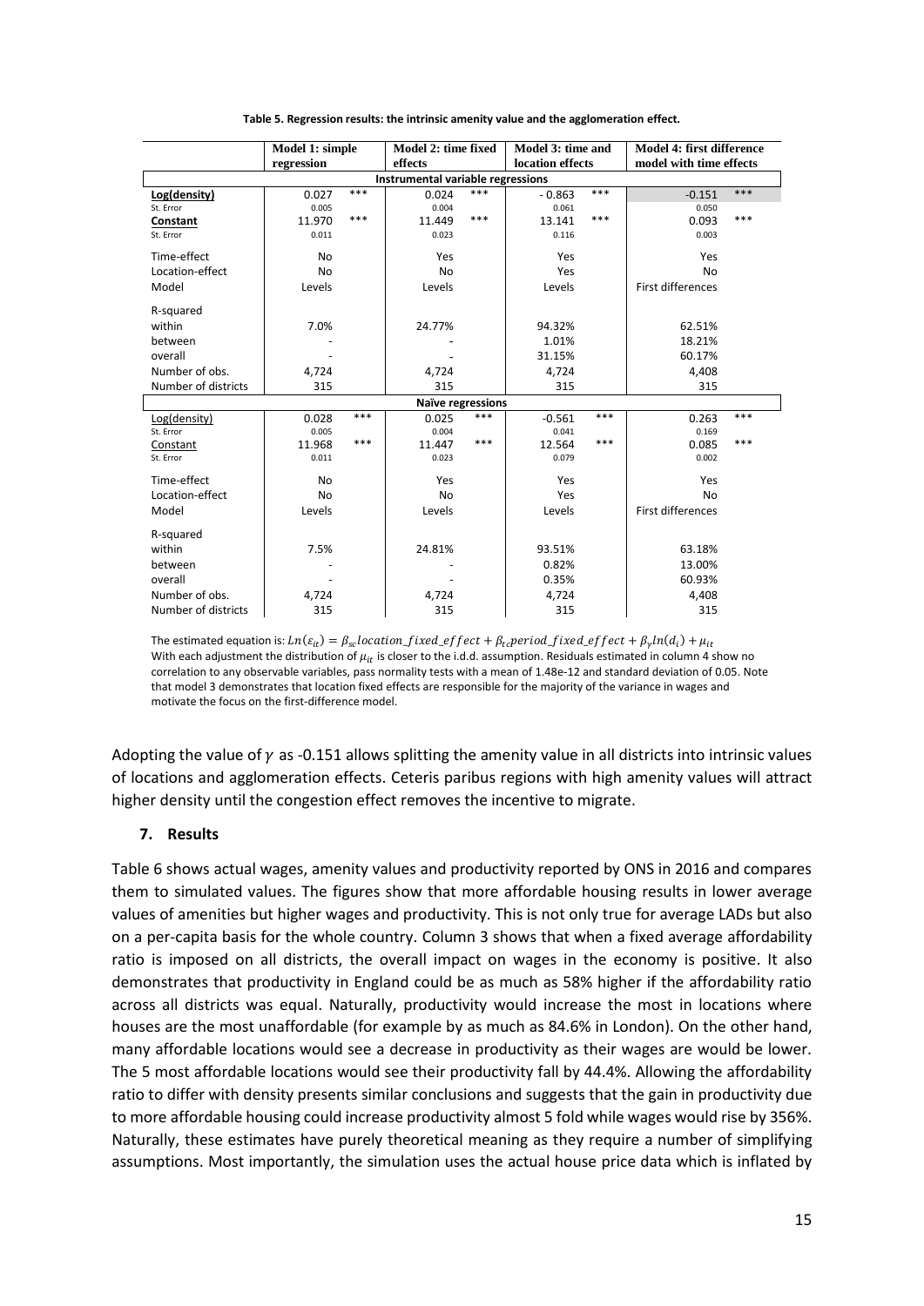**Table 5. Regression results: the intrinsic amenity value and the agglomeration effect.**

| | Model 1: simple regression | | Model 2: time fixed effects | | Model 3: time and location effects | | Model 4: first difference model with time effects | |
|---|---|---|---|---|---|---|---|---|
| **Instrumental variable regressions** | | | | | | | | |
| **Log(density)** | 0.027 | *** | 0.024 | *** | - 0.863 | *** | -0.151 | *** |
| St. Error | 0.005 | | 0.004 | | 0.061 | | 0.050 | |
| **Constant** | 11.970 | *** | 11.449 | *** | 13.141 | *** | 0.093 | *** |
| St. Error | 0.011 | | 0.023 | | 0.116 | | 0.003 | |
| Time-effect | No | | Yes | | Yes | | Yes | |
| Location-effect | No | | No | | Yes | | No | |
| Model | Levels | | Levels | | Levels | | First differences | |
| R-squared | | | | | | | | |
| within | 7.0% | | 24.77% | | 94.32% | | 62.51% | |
| between | - | | - | | 1.01% | | 18.21% | |
| overall | - | | - | | 31.15% | | 60.17% | |
| Number of obs. | 4,724 | | 4,724 | | 4,724 | | 4,408 | |
| Number of districts | 315 | | 315 | | 315 | | 315 | |
| **Naïve regressions** | | | | | | | | |
| Log(density) | 0.028 | *** | 0.025 | *** | -0.561 | *** | 0.263 | *** |
| St. Error | 0.005 | | 0.004 | | 0.041 | | 0.169 | |
| Constant | 11.968 | *** | 11.447 | *** | 12.564 | *** | 0.085 | *** |
| St. Error | 0.011 | | 0.023 | | 0.079 | | 0.002 | |
| Time-effect | No | | Yes | | Yes | | Yes | |
| Location-effect | No | | No | | Yes | | No | |
| Model | Levels | | Levels | | Levels | | First differences | |
| R-squared | | | | | | | | |
| within | 7.5% | | 24.81% | | 93.51% | | 63.18% | |
| between | - | | - | | 0.82% | | 13.00% | |
| overall | - | | - | | 0.35% | | 60.93% | |
| Number of obs. | 4,724 | | 4,724 | | 4,724 | | 4,408 | |
| Number of districts | 315 | | 315 | | 315 | | 315 | |

The estimated equation is: $Ln(\varepsilon_{it}) = \beta_{sc} location\_fixed\_effect + \beta_{tc} period\_fixed\_effect + \beta_{\gamma} ln(d_i) + \mu_{it}$
With each adjustment the distribution of $\mu_{it}$ is closer to the i.d.d. assumption. Residuals estimated in column 4 show no correlation to any observable variables, pass normality tests with a mean of 1.48e-12 and standard deviation of 0.05. Note that model 3 demonstrates that location fixed effects are responsible for the majority of the variance in wages and motivate the focus on the first-difference model.

Adopting the value of $\gamma$ as -0.151 allows splitting the amenity value in all districts into intrinsic values of locations and agglomeration effects. Ceteris paribus regions with high amenity values will attract higher density until the congestion effect removes the incentive to migrate.

## 7. Results

Table 6 shows actual wages, amenity values and productivity reported by ONS in 2016 and compares them to simulated values. The figures show that more affordable housing results in lower average values of amenities but higher wages and productivity. This is not only true for average LADs but also on a per-capita basis for the whole country. Column 3 shows that when a fixed average affordability ratio is imposed on all districts, the overall impact on wages in the economy is positive. It also demonstrates that productivity in England could be as much as 58% higher if the affordability ratio across all districts was equal. Naturally, productivity would increase the most in locations where houses are the most unaffordable (for example by as much as 84.6% in London). On the other hand, many affordable locations would see a decrease in productivity as their wages are would be lower. The 5 most affordable locations would see their productivity fall by 44.4%. Allowing the affordability ratio to differ with density presents similar conclusions and suggests that the gain in productivity due to more affordable housing could increase productivity almost 5 fold while wages would rise by 356%. Naturally, these estimates have purely theoretical meaning as they require a number of simplifying assumptions. Most importantly, the simulation uses the actual house price data which is inflated by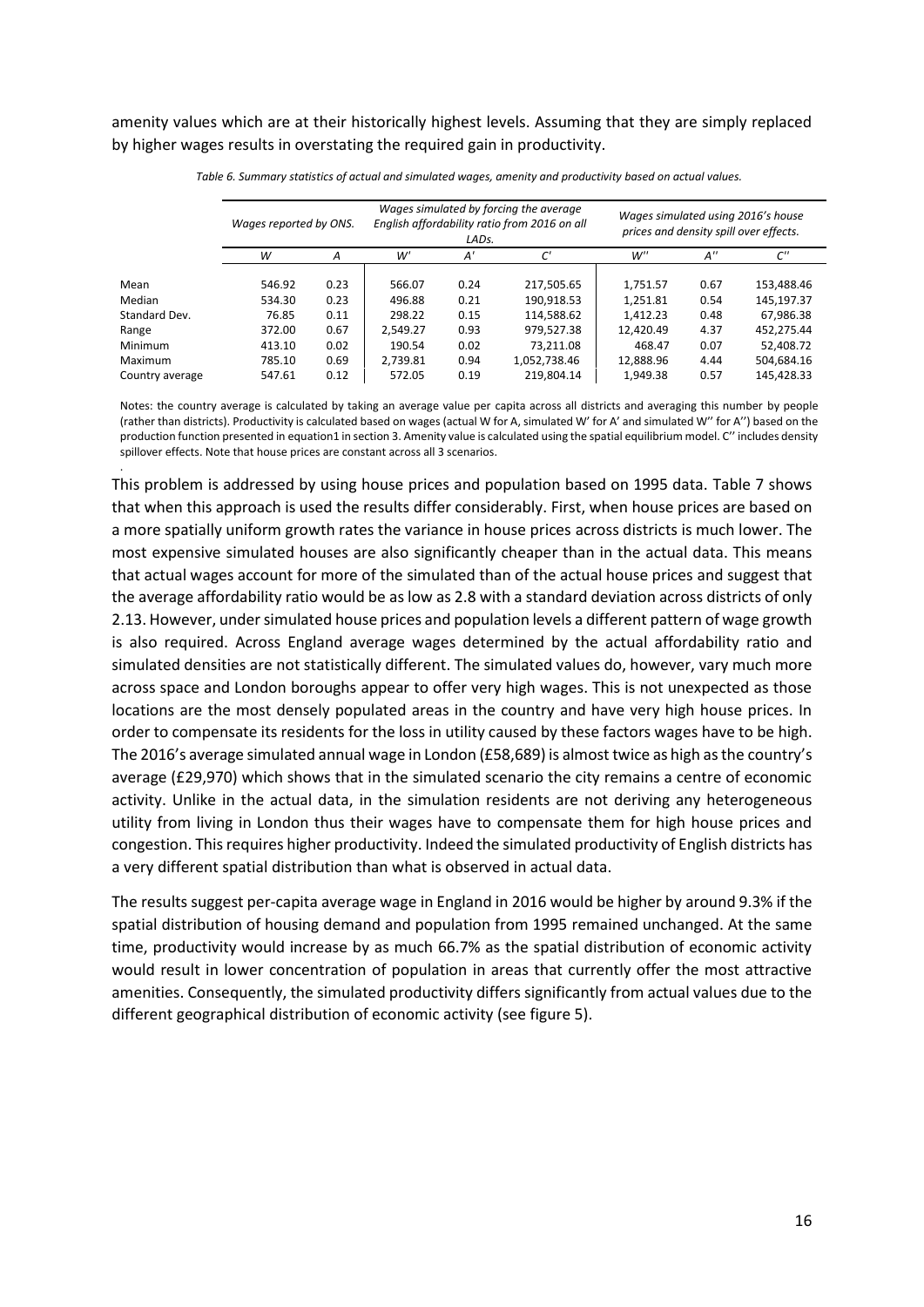amenity values which are at their historically highest levels. Assuming that they are simply replaced by higher wages results in overstating the required gain in productivity.

*Table 6. Summary statistics of actual and simulated wages, amenity and productivity based on actual values.*

| | Wages reported by ONS. | | Wages simulated by forcing the average English affordability ratio from 2016 on all LADs. | | | Wages simulated using 2016's house prices and density spill over effects. | | |
|---|---|---|---|---|---|---|---|---|
| | $W$ | $A$ | $W'$ | $A'$ | $C'$ | $W''$ | $A''$ | $C''$ |
| Mean | 546.92 | 0.23 | 566.07 | 0.24 | 217,505.65 | 1,751.57 | 0.67 | 153,488.46 |
| Median | 534.30 | 0.23 | 496.88 | 0.21 | 190,918.53 | 1,251.81 | 0.54 | 145,197.37 |
| Standard Dev. | 76.85 | 0.11 | 298.22 | 0.15 | 114,588.62 | 1,412.23 | 0.48 | 67,986.38 |
| Range | 372.00 | 0.67 | 2,549.27 | 0.93 | 979,527.38 | 12,420.49 | 4.37 | 452,275.44 |
| Minimum | 413.10 | 0.02 | 190.54 | 0.02 | 73,211.08 | 468.47 | 0.07 | 52,408.72 |
| Maximum | 785.10 | 0.69 | 2,739.81 | 0.94 | 1,052,738.46 | 12,888.96 | 4.44 | 504,684.16 |
| Country average | 547.61 | 0.12 | 572.05 | 0.19 | 219,804.14 | 1,949.38 | 0.57 | 145,428.33 |

Notes: the country average is calculated by taking an average value per capita across all districts and averaging this number by people (rather than districts). Productivity is calculated based on wages (actual W for A, simulated W' for A' and simulated W'' for A'') based on the production function presented in equation1 in section 3. Amenity value is calculated using the spatial equilibrium model. C'' includes density spillover effects. Note that house prices are constant across all 3 scenarios.

This problem is addressed by using house prices and population based on 1995 data. Table 7 shows that when this approach is used the results differ considerably. First, when house prices are based on a more spatially uniform growth rates the variance in house prices across districts is much lower. The most expensive simulated houses are also significantly cheaper than in the actual data. This means that actual wages account for more of the simulated than of the actual house prices and suggest that the average affordability ratio would be as low as 2.8 with a standard deviation across districts of only 2.13. However, under simulated house prices and population levels a different pattern of wage growth is also required. Across England average wages determined by the actual affordability ratio and simulated densities are not statistically different. The simulated values do, however, vary much more across space and London boroughs appear to offer very high wages. This is not unexpected as those locations are the most densely populated areas in the country and have very high house prices. In order to compensate its residents for the loss in utility caused by these factors wages have to be high. The 2016's average simulated annual wage in London (£58,689) is almost twice as high as the country's average (£29,970) which shows that in the simulated scenario the city remains a centre of economic activity. Unlike in the actual data, in the simulation residents are not deriving any heterogeneous utility from living in London thus their wages have to compensate them for high house prices and congestion. This requires higher productivity. Indeed the simulated productivity of English districts has a very different spatial distribution than what is observed in actual data.

The results suggest per-capita average wage in England in 2016 would be higher by around 9.3% if the spatial distribution of housing demand and population from 1995 remained unchanged. At the same time, productivity would increase by as much 66.7% as the spatial distribution of economic activity would result in lower concentration of population in areas that currently offer the most attractive amenities. Consequently, the simulated productivity differs significantly from actual values due to the different geographical distribution of economic activity (see figure 5).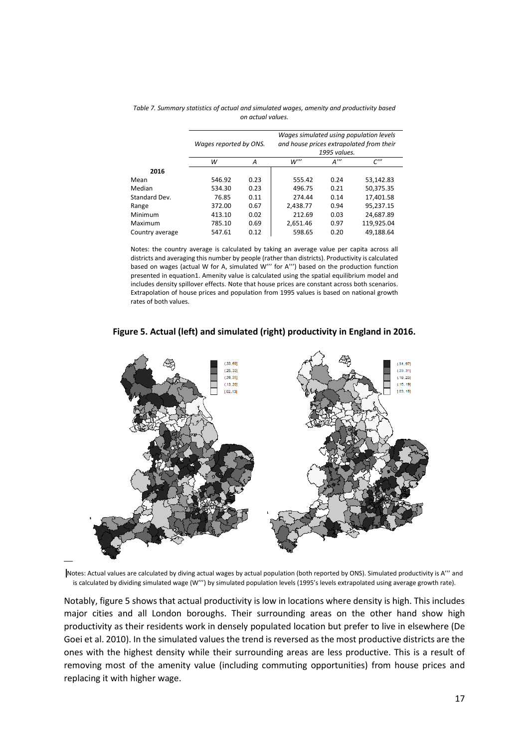*Table 7. Summary statistics of actual and simulated wages, amenity and productivity based on actual values.*

| | *Wages reported by ONS.* | | *Wages simulated using population levels and house prices extrapolated from their 1995 values.* | | |
|---|---|---|---|---|---|
| | *W* | *A* | *W'''* | *A'''* | *C'''* |
| **2016** | | | | | |
| Mean | 546.92 | 0.23 | 555.42 | 0.24 | 53,142.83 |
| Median | 534.30 | 0.23 | 496.75 | 0.21 | 50,375.35 |
| Standard Dev. | 76.85 | 0.11 | 274.44 | 0.14 | 17,401.58 |
| Range | 372.00 | 0.67 | 2,438.77 | 0.94 | 95,237.15 |
| Minimum | 413.10 | 0.02 | 212.69 | 0.03 | 24,687.89 |
| Maximum | 785.10 | 0.69 | 2,651.46 | 0.97 | 119,925.04 |
| Country average | 547.61 | 0.12 | 598.65 | 0.20 | 49,188.64 |

Notes: the country average is calculated by taking an average value per capita across all districts and averaging this number by people (rather than districts). Productivity is calculated based on wages (actual W for A, simulated W''' for A''') based on the production function presented in equation1. Amenity value is calculated using the spatial equilibrium model and includes density spillover effects. Note that house prices are constant across both scenarios. Extrapolation of house prices and population from 1995 values is based on national growth rates of both values.

**Figure 5. Actual (left) and simulated (right) productivity in England in 2016.**

Notes: Actual values are calculated by diving actual wages by actual population (both reported by ONS). Simulated productivity is A''' and is calculated by dividing simulated wage (W''') by simulated population levels (1995's levels extrapolated using average growth rate).

Notably, figure 5 shows that actual productivity is low in locations where density is high. This includes major cities and all London boroughs. Their surrounding areas on the other hand show high productivity as their residents work in densely populated location but prefer to live in elsewhere (De Goei et al. 2010). In the simulated values the trend is reversed as the most productive districts are the ones with the highest density while their surrounding areas are less productive. This is a result of removing most of the amenity value (including commuting opportunities) from house prices and replacing it with higher wage.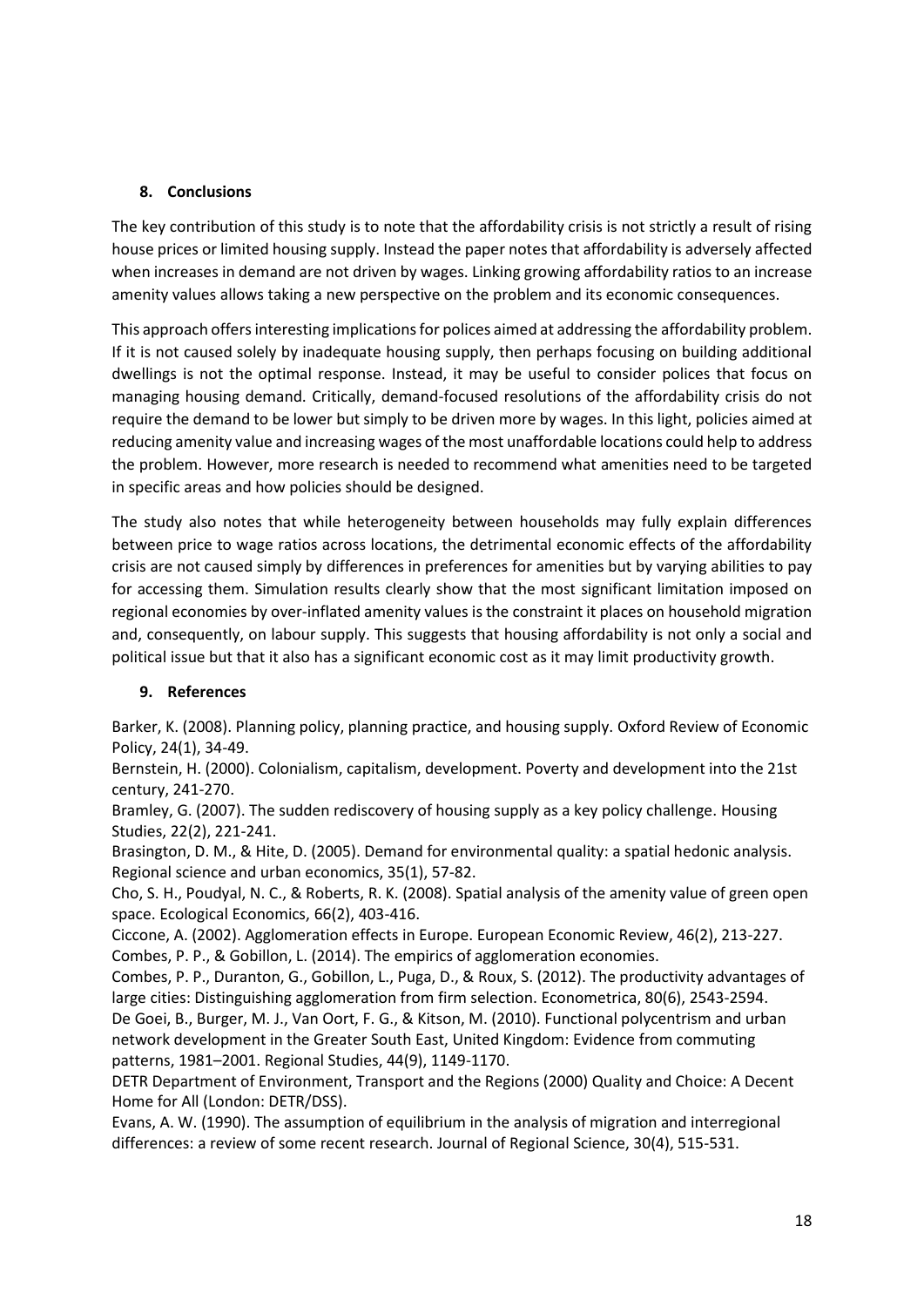## 8. Conclusions

The key contribution of this study is to note that the affordability crisis is not strictly a result of rising house prices or limited housing supply. Instead the paper notes that affordability is adversely affected when increases in demand are not driven by wages. Linking growing affordability ratios to an increase amenity values allows taking a new perspective on the problem and its economic consequences.

This approach offers interesting implications for polices aimed at addressing the affordability problem. If it is not caused solely by inadequate housing supply, then perhaps focusing on building additional dwellings is not the optimal response. Instead, it may be useful to consider polices that focus on managing housing demand. Critically, demand-focused resolutions of the affordability crisis do not require the demand to be lower but simply to be driven more by wages. In this light, policies aimed at reducing amenity value and increasing wages of the most unaffordable locations could help to address the problem. However, more research is needed to recommend what amenities need to be targeted in specific areas and how policies should be designed.

The study also notes that while heterogeneity between households may fully explain differences between price to wage ratios across locations, the detrimental economic effects of the affordability crisis are not caused simply by differences in preferences for amenities but by varying abilities to pay for accessing them. Simulation results clearly show that the most significant limitation imposed on regional economies by over-inflated amenity values is the constraint it places on household migration and, consequently, on labour supply. This suggests that housing affordability is not only a social and political issue but that it also has a significant economic cost as it may limit productivity growth.

## 9. References

Barker, K. (2008). Planning policy, planning practice, and housing supply. Oxford Review of Economic Policy, 24(1), 34-49.

Bernstein, H. (2000). Colonialism, capitalism, development. Poverty and development into the 21st century, 241-270.

Bramley, G. (2007). The sudden rediscovery of housing supply as a key policy challenge. Housing Studies, 22(2), 221-241.

Brasington, D. M., & Hite, D. (2005). Demand for environmental quality: a spatial hedonic analysis. Regional science and urban economics, 35(1), 57-82.

Cho, S. H., Poudyal, N. C., & Roberts, R. K. (2008). Spatial analysis of the amenity value of green open space. Ecological Economics, 66(2), 403-416.

Ciccone, A. (2002). Agglomeration effects in Europe. European Economic Review, 46(2), 213-227.

Combes, P. P., & Gobillon, L. (2014). The empirics of agglomeration economies.

Combes, P. P., Duranton, G., Gobillon, L., Puga, D., & Roux, S. (2012). The productivity advantages of large cities: Distinguishing agglomeration from firm selection. Econometrica, 80(6), 2543-2594.

De Goei, B., Burger, M. J., Van Oort, F. G., & Kitson, M. (2010). Functional polycentrism and urban network development in the Greater South East, United Kingdom: Evidence from commuting patterns, 1981–2001. Regional Studies, 44(9), 1149-1170.

DETR Department of Environment, Transport and the Regions (2000) Quality and Choice: A Decent Home for All (London: DETR/DSS).

Evans, A. W. (1990). The assumption of equilibrium in the analysis of migration and interregional differences: a review of some recent research. Journal of Regional Science, 30(4), 515-531.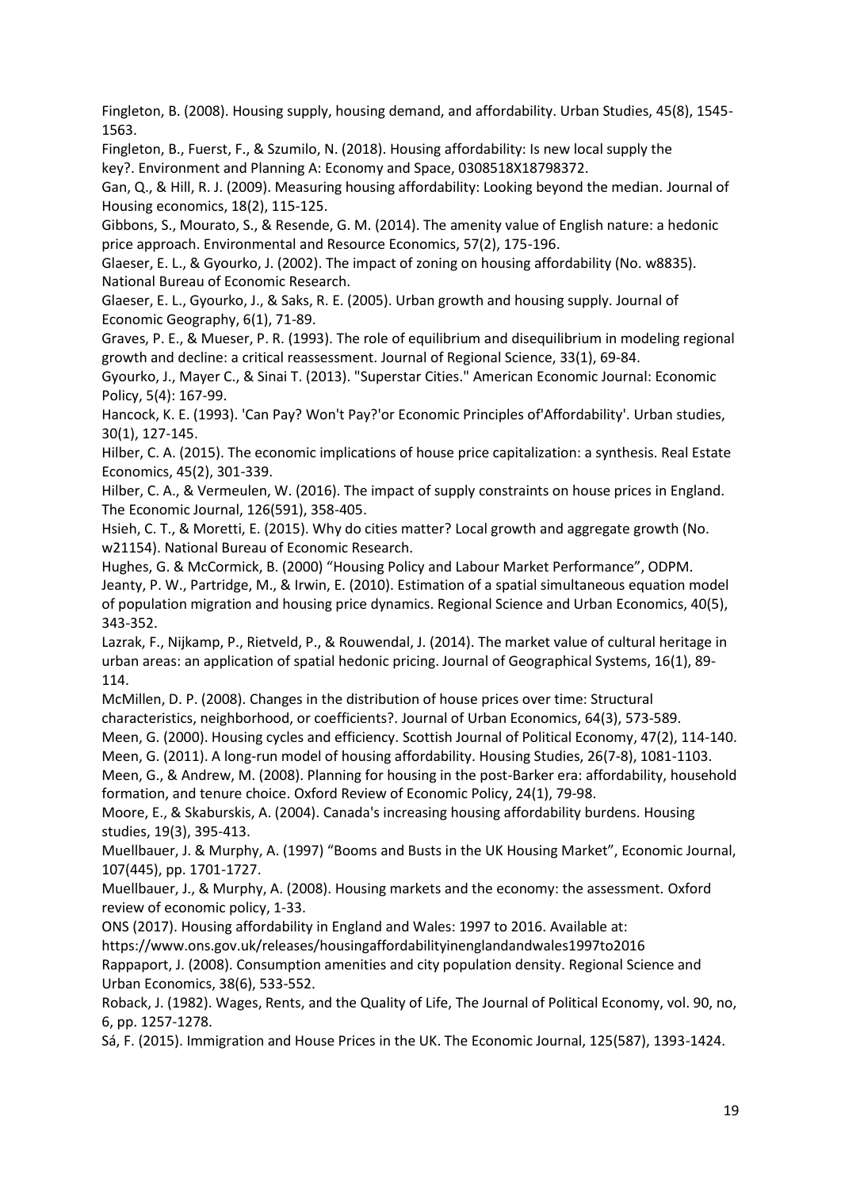Fingleton, B. (2008). Housing supply, housing demand, and affordability. Urban Studies, 45(8), 1545-1563.

Fingleton, B., Fuerst, F., & Szumilo, N. (2018). Housing affordability: Is new local supply the key?. Environment and Planning A: Economy and Space, 0308518X18798372.

Gan, Q., & Hill, R. J. (2009). Measuring housing affordability: Looking beyond the median. Journal of Housing economics, 18(2), 115-125.

Gibbons, S., Mourato, S., & Resende, G. M. (2014). The amenity value of English nature: a hedonic price approach. Environmental and Resource Economics, 57(2), 175-196.

Glaeser, E. L., & Gyourko, J. (2002). The impact of zoning on housing affordability (No. w8835). National Bureau of Economic Research.

Glaeser, E. L., Gyourko, J., & Saks, R. E. (2005). Urban growth and housing supply. Journal of Economic Geography, 6(1), 71-89.

Graves, P. E., & Mueser, P. R. (1993). The role of equilibrium and disequilibrium in modeling regional growth and decline: a critical reassessment. Journal of Regional Science, 33(1), 69-84.

Gyourko, J., Mayer C., & Sinai T. (2013). "Superstar Cities." American Economic Journal: Economic Policy, 5(4): 167-99.

Hancock, K. E. (1993). 'Can Pay? Won't Pay?'or Economic Principles of'Affordability'. Urban studies, 30(1), 127-145.

Hilber, C. A. (2015). The economic implications of house price capitalization: a synthesis. Real Estate Economics, 45(2), 301-339.

Hilber, C. A., & Vermeulen, W. (2016). The impact of supply constraints on house prices in England. The Economic Journal, 126(591), 358-405.

Hsieh, C. T., & Moretti, E. (2015). Why do cities matter? Local growth and aggregate growth (No. w21154). National Bureau of Economic Research.

Hughes, G. & McCormick, B. (2000) "Housing Policy and Labour Market Performance", ODPM.

Jeanty, P. W., Partridge, M., & Irwin, E. (2010). Estimation of a spatial simultaneous equation model of population migration and housing price dynamics. Regional Science and Urban Economics, 40(5), 343-352.

Lazrak, F., Nijkamp, P., Rietveld, P., & Rouwendal, J. (2014). The market value of cultural heritage in urban areas: an application of spatial hedonic pricing. Journal of Geographical Systems, 16(1), 89-114.

McMillen, D. P. (2008). Changes in the distribution of house prices over time: Structural characteristics, neighborhood, or coefficients?. Journal of Urban Economics, 64(3), 573-589.

Meen, G. (2000). Housing cycles and efficiency. Scottish Journal of Political Economy, 47(2), 114-140.

Meen, G. (2011). A long-run model of housing affordability. Housing Studies, 26(7-8), 1081-1103.

Meen, G., & Andrew, M. (2008). Planning for housing in the post-Barker era: affordability, household formation, and tenure choice. Oxford Review of Economic Policy, 24(1), 79-98.

Moore, E., & Skaburskis, A. (2004). Canada's increasing housing affordability burdens. Housing studies, 19(3), 395-413.

Muellbauer, J. & Murphy, A. (1997) "Booms and Busts in the UK Housing Market", Economic Journal, 107(445), pp. 1701-1727.

Muellbauer, J., & Murphy, A. (2008). Housing markets and the economy: the assessment. Oxford review of economic policy, 1-33.

ONS (2017). Housing affordability in England and Wales: 1997 to 2016. Available at: https://www.ons.gov.uk/releases/housingaffordabilityinenglandandwales1997to2016

Rappaport, J. (2008). Consumption amenities and city population density. Regional Science and Urban Economics, 38(6), 533-552.

Roback, J. (1982). Wages, Rents, and the Quality of Life, The Journal of Political Economy, vol. 90, no, 6, pp. 1257-1278.

Sá, F. (2015). Immigration and House Prices in the UK. The Economic Journal, 125(587), 1393-1424.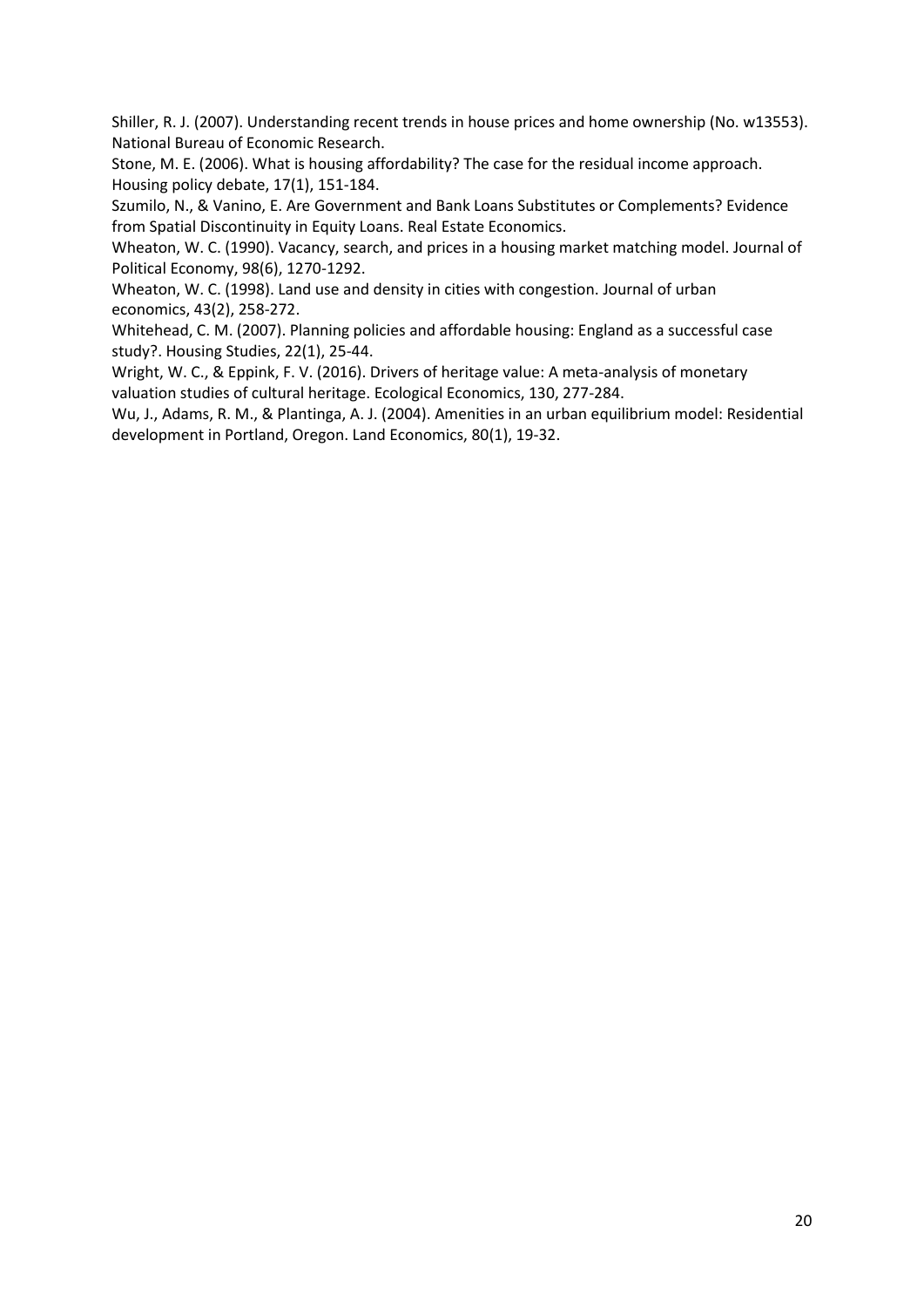Shiller, R. J. (2007). Understanding recent trends in house prices and home ownership (No. w13553). National Bureau of Economic Research.

Stone, M. E. (2006). What is housing affordability? The case for the residual income approach. Housing policy debate, 17(1), 151-184.

Szumilo, N., & Vanino, E. Are Government and Bank Loans Substitutes or Complements? Evidence from Spatial Discontinuity in Equity Loans. Real Estate Economics.

Wheaton, W. C. (1990). Vacancy, search, and prices in a housing market matching model. Journal of Political Economy, 98(6), 1270-1292.

Wheaton, W. C. (1998). Land use and density in cities with congestion. Journal of urban economics, 43(2), 258-272.

Whitehead, C. M. (2007). Planning policies and affordable housing: England as a successful case study?. Housing Studies, 22(1), 25-44.

Wright, W. C., & Eppink, F. V. (2016). Drivers of heritage value: A meta-analysis of monetary valuation studies of cultural heritage. Ecological Economics, 130, 277-284.

Wu, J., Adams, R. M., & Plantinga, A. J. (2004). Amenities in an urban equilibrium model: Residential development in Portland, Oregon. Land Economics, 80(1), 19-32.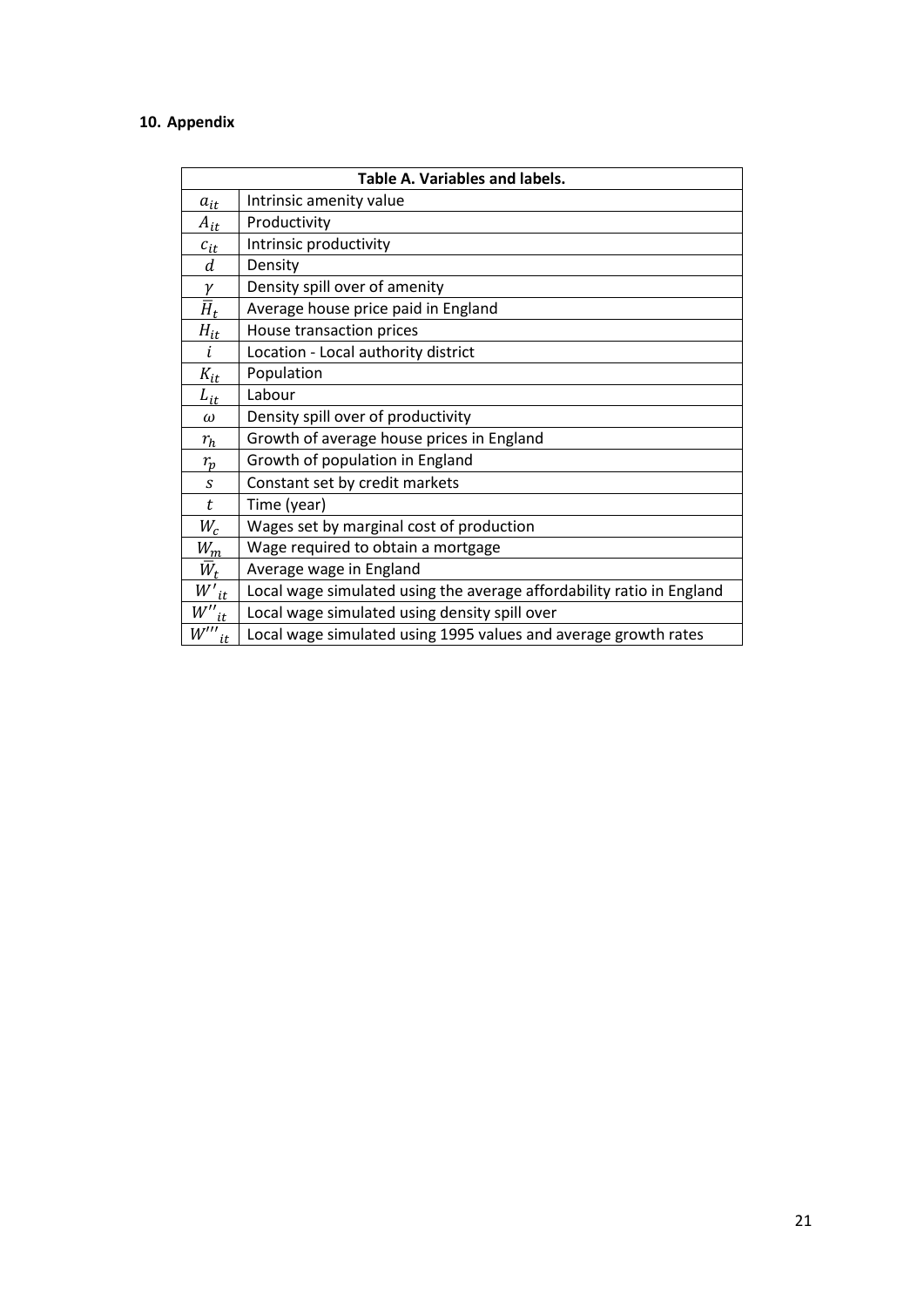## 10. Appendix

| Table A. Variables and labels. | |
|---|---|
| $a_{it}$ | Intrinsic amenity value |
| $A_{it}$ | Productivity |
| $c_{it}$ | Intrinsic productivity |
| $d$ | Density |
| $\gamma$ | Density spill over of amenity |
| $\bar{H}_t$ | Average house price paid in England |
| $H_{it}$ | House transaction prices |
| $i$ | Location - Local authority district |
| $K_{it}$ | Population |
| $L_{it}$ | Labour |
| $\omega$ | Density spill over of productivity |
| $r_h$ | Growth of average house prices in England |
| $r_p$ | Growth of population in England |
| $s$ | Constant set by credit markets |
| $t$ | Time (year) |
| $W_c$ | Wages set by marginal cost of production |
| $W_m$ | Wage required to obtain a mortgage |
| $\bar{W}_t$ | Average wage in England |
| $W'_{it}$ | Local wage simulated using the average affordability ratio in England |
| $W''_{it}$ | Local wage simulated using density spill over |
| $W'''_{it}$ | Local wage simulated using 1995 values and average growth rates |